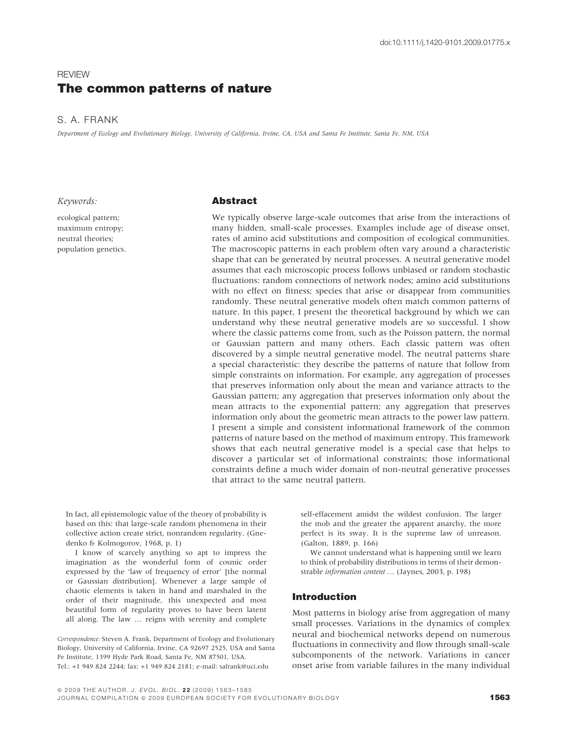doi:10.1111/j.1420-9101.2009.01775.x

REVIEW

# The common patterns of nature

S. A. FRANK

*Department of Ecology and Evolutionary Biology, University of California, Irvine, CA, USA and Santa Fe Institute, Santa Fe, NM, USA*

*Keywords:*

ecological pattern;
maximum entropy;
neutral theories;
population genetics.

## Abstract

We typically observe large-scale outcomes that arise from the interactions of many hidden, small-scale processes. Examples include age of disease onset, rates of amino acid substitutions and composition of ecological communities. The macroscopic patterns in each problem often vary around a characteristic shape that can be generated by neutral processes. A neutral generative model assumes that each microscopic process follows unbiased or random stochastic fluctuations: random connections of network nodes; amino acid substitutions with no effect on fitness; species that arise or disappear from communities randomly. These neutral generative models often match common patterns of nature. In this paper, I present the theoretical background by which we can understand why these neutral generative models are so successful. I show where the classic patterns come from, such as the Poisson pattern, the normal or Gaussian pattern and many others. Each classic pattern was often discovered by a simple neutral generative model. The neutral patterns share a special characteristic: they describe the patterns of nature that follow from simple constraints on information. For example, any aggregation of processes that preserves information only about the mean and variance attracts to the Gaussian pattern; any aggregation that preserves information only about the mean attracts to the exponential pattern; any aggregation that preserves information only about the geometric mean attracts to the power law pattern. I present a simple and consistent informational framework of the common patterns of nature based on the method of maximum entropy. This framework shows that each neutral generative model is a special case that helps to discover a particular set of informational constraints; those informational constraints define a much wider domain of non-neutral generative processes that attract to the same neutral pattern.

In fact, all epistemologic value of the theory of probability is based on this: that large-scale random phenomena in their collective action create strict, nonrandom regularity. (Gnedenko & Kolmogorov, 1968, p. 1)

I know of scarcely anything so apt to impress the imagination as the wonderful form of cosmic order expressed by the 'law of frequency of error' [the normal or Gaussian distribution]. Whenever a large sample of chaotic elements is taken in hand and marshaled in the order of their magnitude, this unexpected and most beautiful form of regularity proves to have been latent all along. The law … reigns with serenity and complete self-effacement amidst the wildest confusion. The larger the mob and the greater the apparent anarchy, the more perfect is its sway. It is the supreme law of unreason. (Galton, 1889, p. 166)

We cannot understand what is happening until we learn to think of probability distributions in terms of their demonstrable *information content* … (Jaynes, 2003, p. 198)

## Introduction

Most patterns in biology arise from aggregation of many small processes. Variations in the dynamics of complex neural and biochemical networks depend on numerous fluctuations in connectivity and flow through small-scale subcomponents of the network. Variations in cancer onset arise from variable failures in the many individual

*Correspondence:* Steven A. Frank, Department of Ecology and Evolutionary Biology, University of California, Irvine, CA 92697 2525, USA and Santa Fe Institute, 1399 Hyde Park Road, Santa Fe, NM 87501, USA.
Tel.: +1 949 824 2244; fax: +1 949 824 2181; e-mail: safrank@uci.edu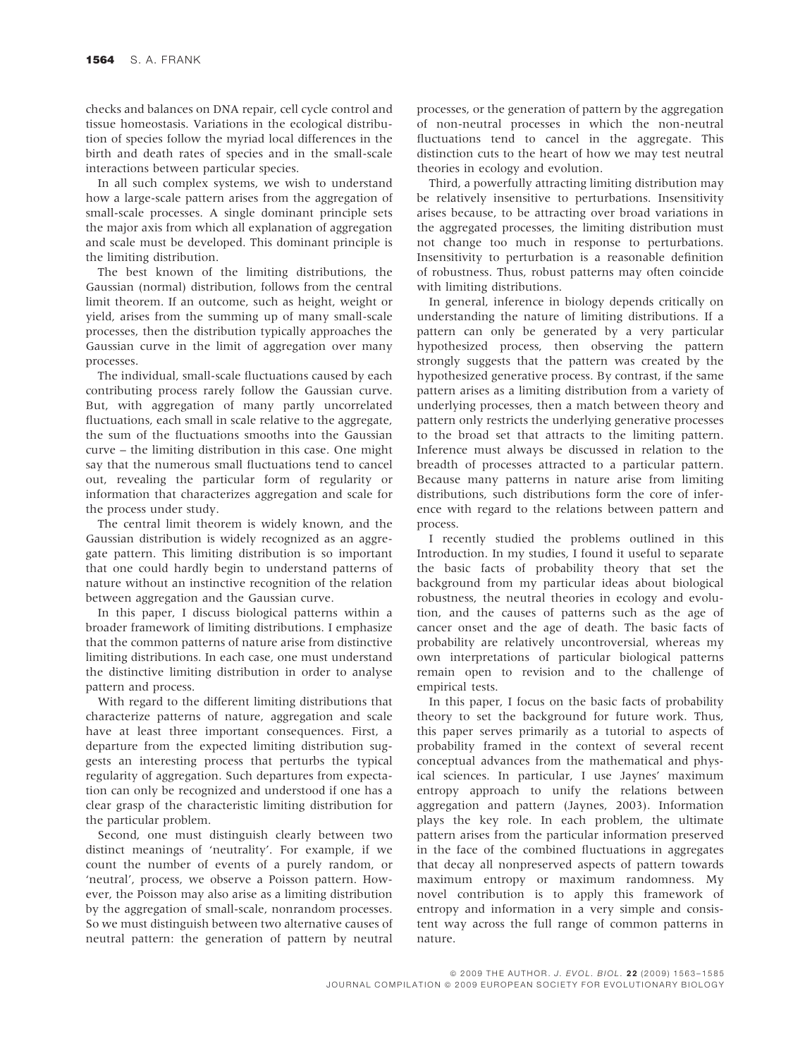checks and balances on DNA repair, cell cycle control and tissue homeostasis. Variations in the ecological distribution of species follow the myriad local differences in the birth and death rates of species and in the small-scale interactions between particular species.

In all such complex systems, we wish to understand how a large-scale pattern arises from the aggregation of small-scale processes. A single dominant principle sets the major axis from which all explanation of aggregation and scale must be developed. This dominant principle is the limiting distribution.

The best known of the limiting distributions, the Gaussian (normal) distribution, follows from the central limit theorem. If an outcome, such as height, weight or yield, arises from the summing up of many small-scale processes, then the distribution typically approaches the Gaussian curve in the limit of aggregation over many processes.

The individual, small-scale fluctuations caused by each contributing process rarely follow the Gaussian curve. But, with aggregation of many partly uncorrelated fluctuations, each small in scale relative to the aggregate, the sum of the fluctuations smooths into the Gaussian curve – the limiting distribution in this case. One might say that the numerous small fluctuations tend to cancel out, revealing the particular form of regularity or information that characterizes aggregation and scale for the process under study.

The central limit theorem is widely known, and the Gaussian distribution is widely recognized as an aggregate pattern. This limiting distribution is so important that one could hardly begin to understand patterns of nature without an instinctive recognition of the relation between aggregation and the Gaussian curve.

In this paper, I discuss biological patterns within a broader framework of limiting distributions. I emphasize that the common patterns of nature arise from distinctive limiting distributions. In each case, one must understand the distinctive limiting distribution in order to analyse pattern and process.

With regard to the different limiting distributions that characterize patterns of nature, aggregation and scale have at least three important consequences. First, a departure from the expected limiting distribution suggests an interesting process that perturbs the typical regularity of aggregation. Such departures from expectation can only be recognized and understood if one has a clear grasp of the characteristic limiting distribution for the particular problem.

Second, one must distinguish clearly between two distinct meanings of 'neutrality'. For example, if we count the number of events of a purely random, or 'neutral', process, we observe a Poisson pattern. However, the Poisson may also arise as a limiting distribution by the aggregation of small-scale, nonrandom processes. So we must distinguish between two alternative causes of neutral pattern: the generation of pattern by neutral processes, or the generation of pattern by the aggregation of non-neutral processes in which the non-neutral fluctuations tend to cancel in the aggregate. This distinction cuts to the heart of how we may test neutral theories in ecology and evolution.

Third, a powerfully attracting limiting distribution may be relatively insensitive to perturbations. Insensitivity arises because, to be attracting over broad variations in the aggregated processes, the limiting distribution must not change too much in response to perturbations. Insensitivity to perturbation is a reasonable definition of robustness. Thus, robust patterns may often coincide with limiting distributions.

In general, inference in biology depends critically on understanding the nature of limiting distributions. If a pattern can only be generated by a very particular hypothesized process, then observing the pattern strongly suggests that the pattern was created by the hypothesized generative process. By contrast, if the same pattern arises as a limiting distribution from a variety of underlying processes, then a match between theory and pattern only restricts the underlying generative processes to the broad set that attracts to the limiting pattern. Inference must always be discussed in relation to the breadth of processes attracted to a particular pattern. Because many patterns in nature arise from limiting distributions, such distributions form the core of inference with regard to the relations between pattern and process.

I recently studied the problems outlined in this Introduction. In my studies, I found it useful to separate the basic facts of probability theory that set the background from my particular ideas about biological robustness, the neutral theories in ecology and evolution, and the causes of patterns such as the age of cancer onset and the age of death. The basic facts of probability are relatively uncontroversial, whereas my own interpretations of particular biological patterns remain open to revision and to the challenge of empirical tests.

In this paper, I focus on the basic facts of probability theory to set the background for future work. Thus, this paper serves primarily as a tutorial to aspects of probability framed in the context of several recent conceptual advances from the mathematical and physical sciences. In particular, I use Jaynes' maximum entropy approach to unify the relations between aggregation and pattern (Jaynes, 2003). Information plays the key role. In each problem, the ultimate pattern arises from the particular information preserved in the face of the combined fluctuations in aggregates that decay all nonpreserved aspects of pattern towards maximum entropy or maximum randomness. My novel contribution is to apply this framework of entropy and information in a very simple and consistent way across the full range of common patterns in nature.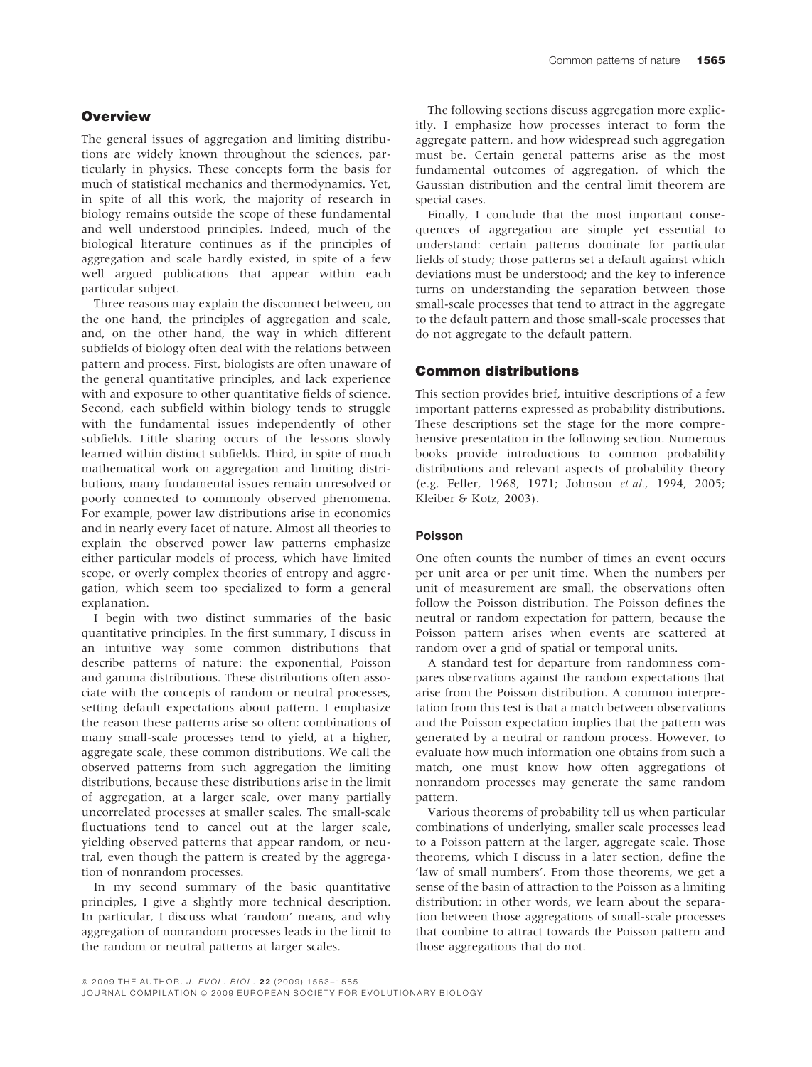## Overview

The general issues of aggregation and limiting distributions are widely known throughout the sciences, particularly in physics. These concepts form the basis for much of statistical mechanics and thermodynamics. Yet, in spite of all this work, the majority of research in biology remains outside the scope of these fundamental and well understood principles. Indeed, much of the biological literature continues as if the principles of aggregation and scale hardly existed, in spite of a few well argued publications that appear within each particular subject.

Three reasons may explain the disconnect between, on the one hand, the principles of aggregation and scale, and, on the other hand, the way in which different subfields of biology often deal with the relations between pattern and process. First, biologists are often unaware of the general quantitative principles, and lack experience with and exposure to other quantitative fields of science. Second, each subfield within biology tends to struggle with the fundamental issues independently of other subfields. Little sharing occurs of the lessons slowly learned within distinct subfields. Third, in spite of much mathematical work on aggregation and limiting distributions, many fundamental issues remain unresolved or poorly connected to commonly observed phenomena. For example, power law distributions arise in economics and in nearly every facet of nature. Almost all theories to explain the observed power law patterns emphasize either particular models of process, which have limited scope, or overly complex theories of entropy and aggregation, which seem too specialized to form a general explanation.

I begin with two distinct summaries of the basic quantitative principles. In the first summary, I discuss in an intuitive way some common distributions that describe patterns of nature: the exponential, Poisson and gamma distributions. These distributions often associate with the concepts of random or neutral processes, setting default expectations about pattern. I emphasize the reason these patterns arise so often: combinations of many small-scale processes tend to yield, at a higher, aggregate scale, these common distributions. We call the observed patterns from such aggregation the limiting distributions, because these distributions arise in the limit of aggregation, at a larger scale, over many partially uncorrelated processes at smaller scales. The small-scale fluctuations tend to cancel out at the larger scale, yielding observed patterns that appear random, or neutral, even though the pattern is created by the aggregation of nonrandom processes.

In my second summary of the basic quantitative principles, I give a slightly more technical description. In particular, I discuss what 'random' means, and why aggregation of nonrandom processes leads in the limit to the random or neutral patterns at larger scales.

The following sections discuss aggregation more explicitly. I emphasize how processes interact to form the aggregate pattern, and how widespread such aggregation must be. Certain general patterns arise as the most fundamental outcomes of aggregation, of which the Gaussian distribution and the central limit theorem are special cases.

Finally, I conclude that the most important consequences of aggregation are simple yet essential to understand: certain patterns dominate for particular fields of study; those patterns set a default against which deviations must be understood; and the key to inference turns on understanding the separation between those small-scale processes that tend to attract in the aggregate to the default pattern and those small-scale processes that do not aggregate to the default pattern.

## Common distributions

This section provides brief, intuitive descriptions of a few important patterns expressed as probability distributions. These descriptions set the stage for the more comprehensive presentation in the following section. Numerous books provide introductions to common probability distributions and relevant aspects of probability theory (e.g. Feller, 1968, 1971; Johnson *et al.*, 1994, 2005; Kleiber & Kotz, 2003).

### Poisson

One often counts the number of times an event occurs per unit area or per unit time. When the numbers per unit of measurement are small, the observations often follow the Poisson distribution. The Poisson defines the neutral or random expectation for pattern, because the Poisson pattern arises when events are scattered at random over a grid of spatial or temporal units.

A standard test for departure from randomness compares observations against the random expectations that arise from the Poisson distribution. A common interpretation from this test is that a match between observations and the Poisson expectation implies that the pattern was generated by a neutral or random process. However, to evaluate how much information one obtains from such a match, one must know how often aggregations of nonrandom processes may generate the same random pattern.

Various theorems of probability tell us when particular combinations of underlying, smaller scale processes lead to a Poisson pattern at the larger, aggregate scale. Those theorems, which I discuss in a later section, define the 'law of small numbers'. From those theorems, we get a sense of the basin of attraction to the Poisson as a limiting distribution: in other words, we learn about the separation between those aggregations of small-scale processes that combine to attract towards the Poisson pattern and those aggregations that do not.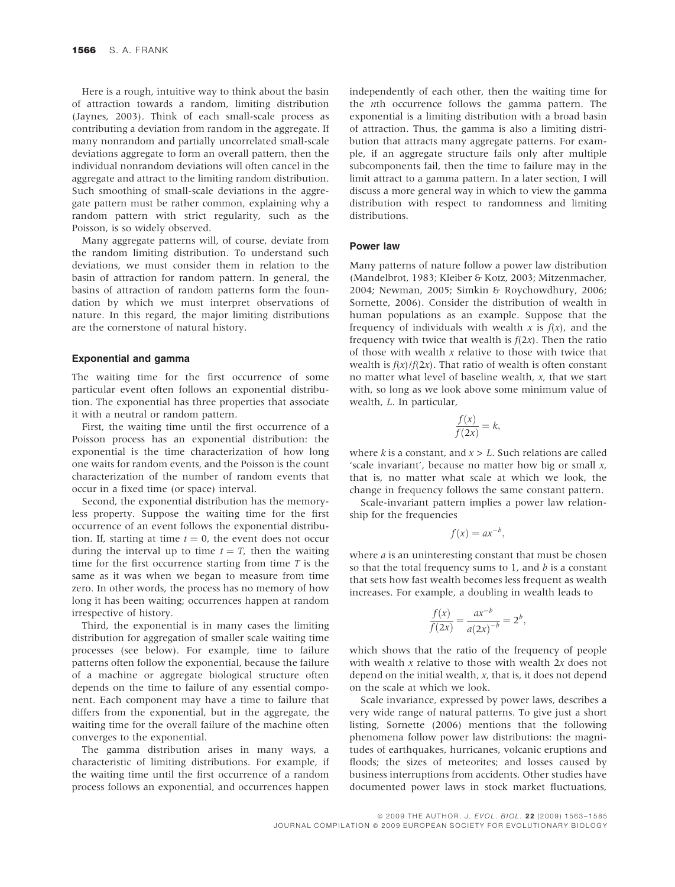Here is a rough, intuitive way to think about the basin of attraction towards a random, limiting distribution (Jaynes, 2003). Think of each small-scale process as contributing a deviation from random in the aggregate. If many nonrandom and partially uncorrelated small-scale deviations aggregate to form an overall pattern, then the individual nonrandom deviations will often cancel in the aggregate and attract to the limiting random distribution. Such smoothing of small-scale deviations in the aggregate pattern must be rather common, explaining why a random pattern with strict regularity, such as the Poisson, is so widely observed.

Many aggregate patterns will, of course, deviate from the random limiting distribution. To understand such deviations, we must consider them in relation to the basin of attraction for random pattern. In general, the basins of attraction of random patterns form the foundation by which we must interpret observations of nature. In this regard, the major limiting distributions are the cornerstone of natural history.

### Exponential and gamma

The waiting time for the first occurrence of some particular event often follows an exponential distribution. The exponential has three properties that associate it with a neutral or random pattern.

First, the waiting time until the first occurrence of a Poisson process has an exponential distribution: the exponential is the time characterization of how long one waits for random events, and the Poisson is the count characterization of the number of random events that occur in a fixed time (or space) interval.

Second, the exponential distribution has the memoryless property. Suppose the waiting time for the first occurrence of an event follows the exponential distribution. If, starting at time $t = 0$, the event does not occur during the interval up to time $t = T$, then the waiting time for the first occurrence starting from time $T$ is the same as it was when we began to measure from time zero. In other words, the process has no memory of how long it has been waiting; occurrences happen at random irrespective of history.

Third, the exponential is in many cases the limiting distribution for aggregation of smaller scale waiting time processes (see below). For example, time to failure patterns often follow the exponential, because the failure of a machine or aggregate biological structure often depends on the time to failure of any essential component. Each component may have a time to failure that differs from the exponential, but in the aggregate, the waiting time for the overall failure of the machine often converges to the exponential.

The gamma distribution arises in many ways, a characteristic of limiting distributions. For example, if the waiting time until the first occurrence of a random process follows an exponential, and occurrences happen independently of each other, then the waiting time for the $n$th occurrence follows the gamma pattern. The exponential is a limiting distribution with a broad basin of attraction. Thus, the gamma is also a limiting distribution that attracts many aggregate patterns. For example, if an aggregate structure fails only after multiple subcomponents fail, then the time to failure may in the limit attract to a gamma pattern. In a later section, I will discuss a more general way in which to view the gamma distribution with respect to randomness and limiting distributions.

### Power law

Many patterns of nature follow a power law distribution (Mandelbrot, 1983; Kleiber & Kotz, 2003; Mitzenmacher, 2004; Newman, 2005; Simkin & Roychowdhury, 2006; Sornette, 2006). Consider the distribution of wealth in human populations as an example. Suppose that the frequency of individuals with wealth $x$ is $f(x)$, and the frequency with twice that wealth is $f(2x)$. Then the ratio of those with wealth $x$ relative to those with twice that wealth is $f(x)/f(2x)$. That ratio of wealth is often constant no matter what level of baseline wealth, $x$, that we start with, so long as we look above some minimum value of wealth, $L$. In particular,

$$\frac{f(x)}{f(2x)} = k,$$

where $k$ is a constant, and $x > L$. Such relations are called 'scale invariant', because no matter how big or small $x$, that is, no matter what scale at which we look, the change in frequency follows the same constant pattern.

Scale-invariant pattern implies a power law relationship for the frequencies

$$f(x) = ax^{-b},$$

where $a$ is an uninteresting constant that must be chosen so that the total frequency sums to 1, and $b$ is a constant that sets how fast wealth becomes less frequent as wealth increases. For example, a doubling in wealth leads to

$$\frac{f(x)}{f(2x)} = \frac{ax^{-b}}{a(2x)^{-b}} = 2^b,$$

which shows that the ratio of the frequency of people with wealth $x$ relative to those with wealth $2x$ does not depend on the initial wealth, $x$, that is, it does not depend on the scale at which we look.

Scale invariance, expressed by power laws, describes a very wide range of natural patterns. To give just a short listing, Sornette (2006) mentions that the following phenomena follow power law distributions: the magnitudes of earthquakes, hurricanes, volcanic eruptions and floods; the sizes of meteorites; and losses caused by business interruptions from accidents. Other studies have documented power laws in stock market fluctuations,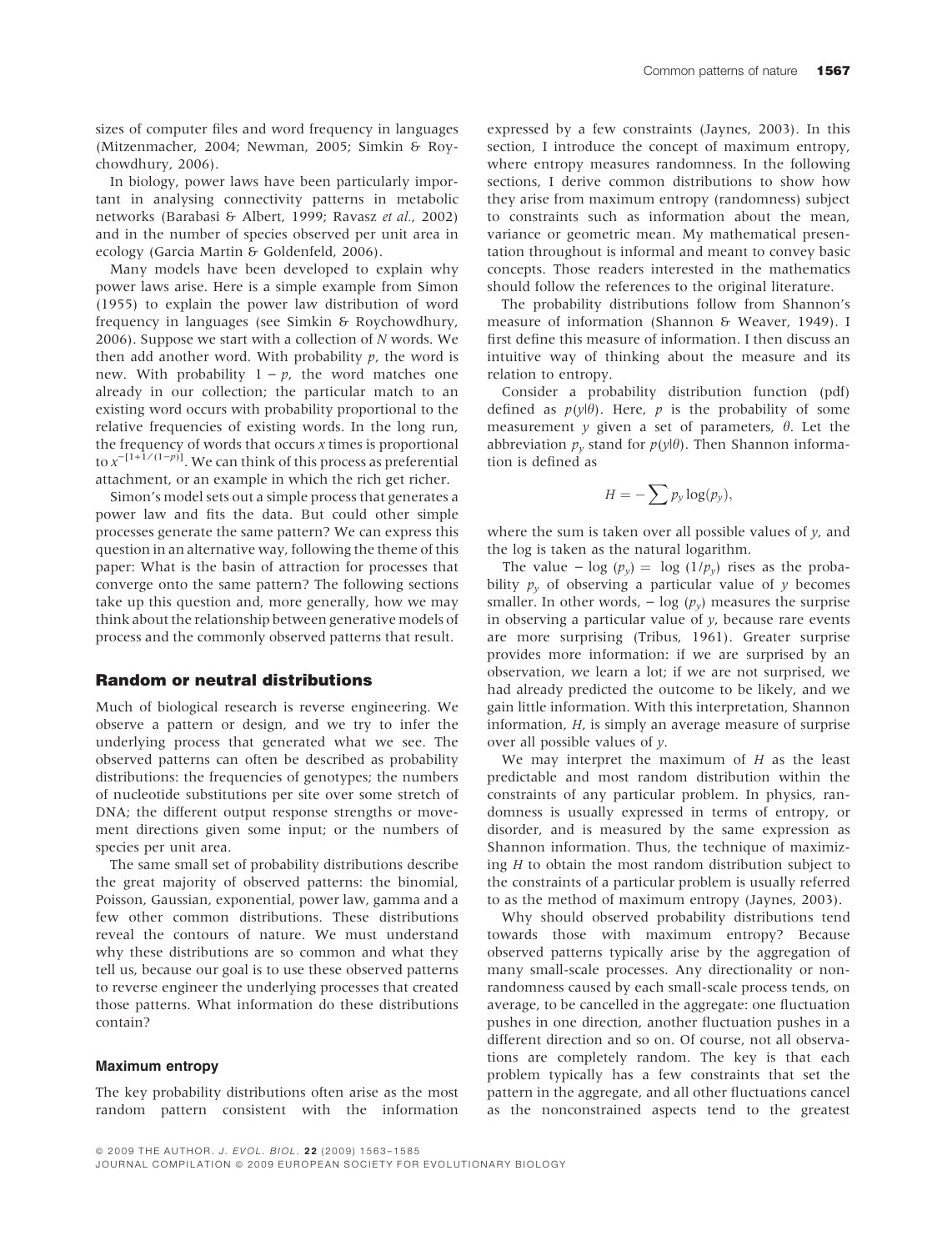sizes of computer files and word frequency in languages (Mitzenmacher, 2004; Newman, 2005; Simkin & Roychowdhury, 2006).

In biology, power laws have been particularly important in analysing connectivity patterns in metabolic networks (Barabasi & Albert, 1999; Ravasz *et al.*, 2002) and in the number of species observed per unit area in ecology (Garcia Martin & Goldenfeld, 2006).

Many models have been developed to explain why power laws arise. Here is a simple example from Simon (1955) to explain the power law distribution of word frequency in languages (see Simkin & Roychowdhury, 2006). Suppose we start with a collection of $N$ words. We then add another word. With probability $p$, the word is new. With probability $1 - p$, the word matches one already in our collection; the particular match to an existing word occurs with probability proportional to the relative frequencies of existing words. In the long run, the frequency of words that occurs $x$ times is proportional to $x^{-[1+1/(1-p)]}$. We can think of this process as preferential attachment, or an example in which the rich get richer.

Simon's model sets out a simple process that generates a power law and fits the data. But could other simple processes generate the same pattern? We can express this question in an alternative way, following the theme of this paper: What is the basin of attraction for processes that converge onto the same pattern? The following sections take up this question and, more generally, how we may think about the relationship between generative models of process and the commonly observed patterns that result.

## Random or neutral distributions

Much of biological research is reverse engineering. We observe a pattern or design, and we try to infer the underlying process that generated what we see. The observed patterns can often be described as probability distributions: the frequencies of genotypes; the numbers of nucleotide substitutions per site over some stretch of DNA; the different output response strengths or movement directions given some input; or the numbers of species per unit area.

The same small set of probability distributions describe the great majority of observed patterns: the binomial, Poisson, Gaussian, exponential, power law, gamma and a few other common distributions. These distributions reveal the contours of nature. We must understand why these distributions are so common and what they tell us, because our goal is to use these observed patterns to reverse engineer the underlying processes that created those patterns. What information do these distributions contain?

### Maximum entropy

The key probability distributions often arise as the most random pattern consistent with the information expressed by a few constraints (Jaynes, 2003). In this section, I introduce the concept of maximum entropy, where entropy measures randomness. In the following sections, I derive common distributions to show how they arise from maximum entropy (randomness) subject to constraints such as information about the mean, variance or geometric mean. My mathematical presentation throughout is informal and meant to convey basic concepts. Those readers interested in the mathematics should follow the references to the original literature.

The probability distributions follow from Shannon's measure of information (Shannon & Weaver, 1949). I first define this measure of information. I then discuss an intuitive way of thinking about the measure and its relation to entropy.

Consider a probability distribution function (pdf) defined as $p(y|\theta)$. Here, $p$ is the probability of some measurement $y$ given a set of parameters, $\theta$. Let the abbreviation $p_y$ stand for $p(y|\theta)$. Then Shannon information is defined as

$$H = -\sum p_y \log(p_y),$$

where the sum is taken over all possible values of $y$, and the log is taken as the natural logarithm.

The value $-\log(p_y) = \log(1/p_y)$ rises as the probability $p_y$ of observing a particular value of $y$ becomes smaller. In other words, $-\log(p_y)$ measures the surprise in observing a particular value of $y$, because rare events are more surprising (Tribus, 1961). Greater surprise provides more information: if we are surprised by an observation, we learn a lot; if we are not surprised, we had already predicted the outcome to be likely, and we gain little information. With this interpretation, Shannon information, $H$, is simply an average measure of surprise over all possible values of $y$.

We may interpret the maximum of $H$ as the least predictable and most random distribution within the constraints of any particular problem. In physics, randomness is usually expressed in terms of entropy, or disorder, and is measured by the same expression as Shannon information. Thus, the technique of maximizing $H$ to obtain the most random distribution subject to the constraints of a particular problem is usually referred to as the method of maximum entropy (Jaynes, 2003).

Why should observed probability distributions tend towards those with maximum entropy? Because observed patterns typically arise by the aggregation of many small-scale processes. Any directionality or nonrandomness caused by each small-scale process tends, on average, to be cancelled in the aggregate: one fluctuation pushes in one direction, another fluctuation pushes in a different direction and so on. Of course, not all observations are completely random. The key is that each problem typically has a few constraints that set the pattern in the aggregate, and all other fluctuations cancel as the nonconstrained aspects tend to the greatest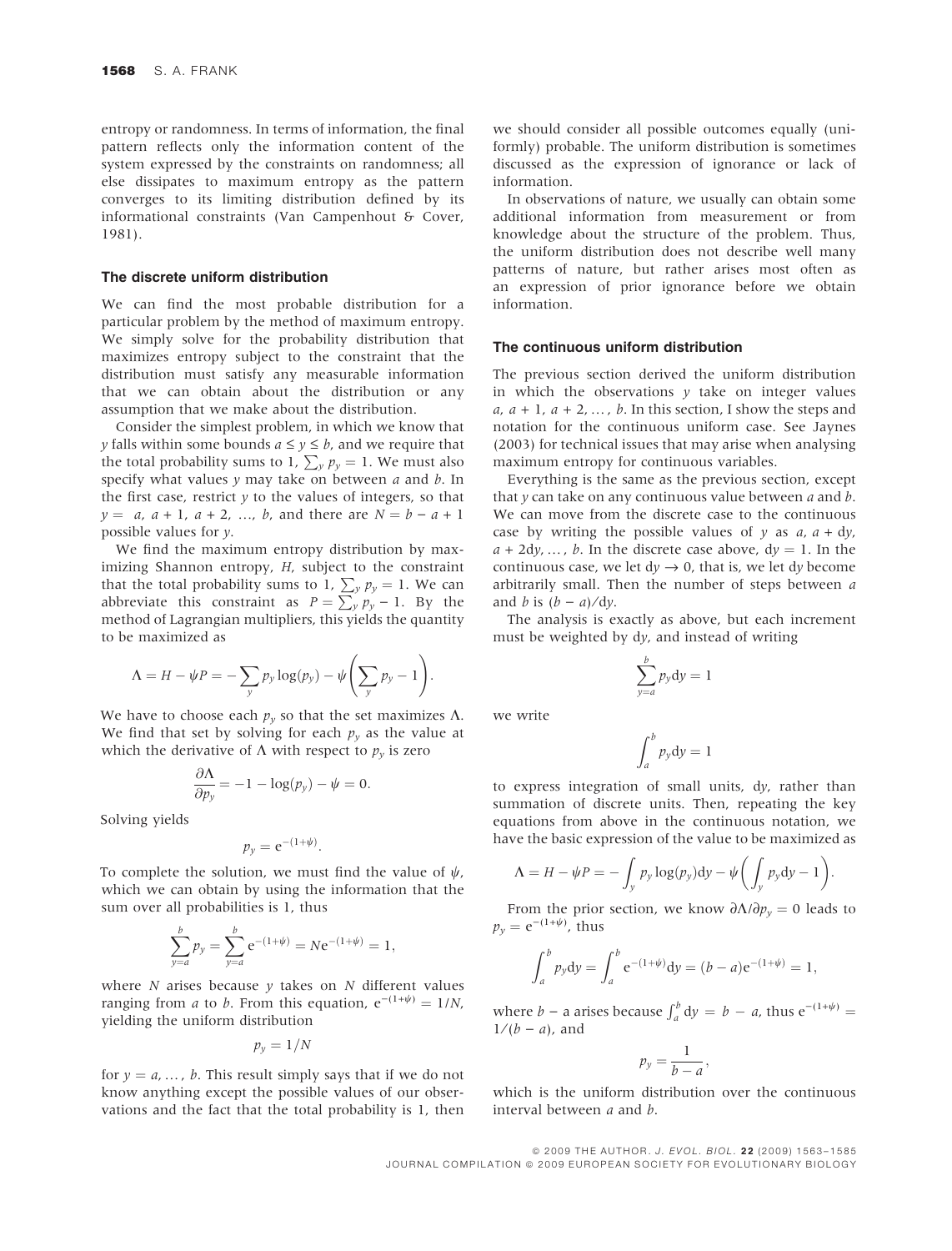entropy or randomness. In terms of information, the final pattern reflects only the information content of the system expressed by the constraints on randomness; all else dissipates to maximum entropy as the pattern converges to its limiting distribution defined by its informational constraints (Van Campenhout & Cover, 1981).

### The discrete uniform distribution

We can find the most probable distribution for a particular problem by the method of maximum entropy. We simply solve for the probability distribution that maximizes entropy subject to the constraint that the distribution must satisfy any measurable information that we can obtain about the distribution or any assumption that we make about the distribution.

Consider the simplest problem, in which we know that $y$ falls within some bounds $a \leq y \leq b$, and we require that the total probability sums to 1, $\sum_y p_y = 1$. We must also specify what values $y$ may take on between $a$ and $b$. In the first case, restrict $y$ to the values of integers, so that $y = a, a + 1, a + 2, \ldots, b$, and there are $N = b - a + 1$ possible values for $y$.

We find the maximum entropy distribution by maximizing Shannon entropy, $H$, subject to the constraint that the total probability sums to 1, $\sum_y p_y = 1$. We can abbreviate this constraint as $P = \sum_y p_y - 1$. By the method of Lagrangian multipliers, this yields the quantity to be maximized as

$$\Lambda = H - \psi P = -\sum_y p_y \log(p_y) - \psi\left(\sum_y p_y - 1\right).$$

We have to choose each $p_y$ so that the set maximizes $\Lambda$. We find that set by solving for each $p_y$ as the value at which the derivative of $\Lambda$ with respect to $p_y$ is zero

$$\frac{\partial \Lambda}{\partial p_y} = -1 - \log(p_y) - \psi = 0.$$

Solving yields

$$p_y = \mathrm{e}^{-(1+\psi)}.$$

To complete the solution, we must find the value of $\psi$, which we can obtain by using the information that the sum over all probabilities is 1, thus

$$\sum_{y=a}^{b} p_y = \sum_{y=a}^{b} \mathrm{e}^{-(1+\psi)} = N\mathrm{e}^{-(1+\psi)} = 1,$$

where $N$ arises because $y$ takes on $N$ different values ranging from $a$ to $b$. From this equation, $\mathrm{e}^{-(1+\psi)} = 1/N$, yielding the uniform distribution

$$p_y = 1/N$$

for $y = a, \ldots, b$. This result simply says that if we do not know anything except the possible values of our observations and the fact that the total probability is 1, then we should consider all possible outcomes equally (uniformly) probable. The uniform distribution is sometimes discussed as the expression of ignorance or lack of information.

In observations of nature, we usually can obtain some additional information from measurement or from knowledge about the structure of the problem. Thus, the uniform distribution does not describe well many patterns of nature, but rather arises most often as an expression of prior ignorance before we obtain information.

### The continuous uniform distribution

The previous section derived the uniform distribution in which the observations $y$ take on integer values $a, a + 1, a + 2, \ldots, b$. In this section, I show the steps and notation for the continuous uniform case. See Jaynes (2003) for technical issues that may arise when analysing maximum entropy for continuous variables.

Everything is the same as the previous section, except that $y$ can take on any continuous value between $a$ and $b$. We can move from the discrete case to the continuous case by writing the possible values of $y$ as $a, a + \mathrm{d}y, a + 2\mathrm{d}y, \ldots, b$. In the discrete case above, $\mathrm{d}y = 1$. In the continuous case, we let $\mathrm{d}y \to 0$, that is, we let $\mathrm{d}y$ become arbitrarily small. Then the number of steps between $a$ and $b$ is $(b - a)/\mathrm{d}y$.

The analysis is exactly as above, but each increment must be weighted by $\mathrm{d}y$, and instead of writing

$$\sum_{y=a}^{b} p_y \mathrm{d}y = 1$$

we write

$$\int_a^b p_y \mathrm{d}y = 1$$

to express integration of small units, $\mathrm{d}y$, rather than summation of discrete units. Then, repeating the key equations from above in the continuous notation, we have the basic expression of the value to be maximized as

$$\Lambda = H - \psi P = -\int_y p_y \log(p_y)\mathrm{d}y - \psi\left(\int_y p_y \mathrm{d}y - 1\right).$$

From the prior section, we know $\partial\Lambda/\partial p_y = 0$ leads to $p_y = \mathrm{e}^{-(1+\psi)}$, thus

$$\int_a^b p_y \mathrm{d}y = \int_a^b \mathrm{e}^{-(1+\psi)}\mathrm{d}y = (b-a)\mathrm{e}^{-(1+\psi)} = 1,$$

where $b - a$ arises because $\int_a^b \mathrm{d}y = b - a$, thus $\mathrm{e}^{-(1+\psi)} = 1/(b - a)$, and

$$p_y = \frac{1}{b - a},$$

which is the uniform distribution over the continuous interval between $a$ and $b$.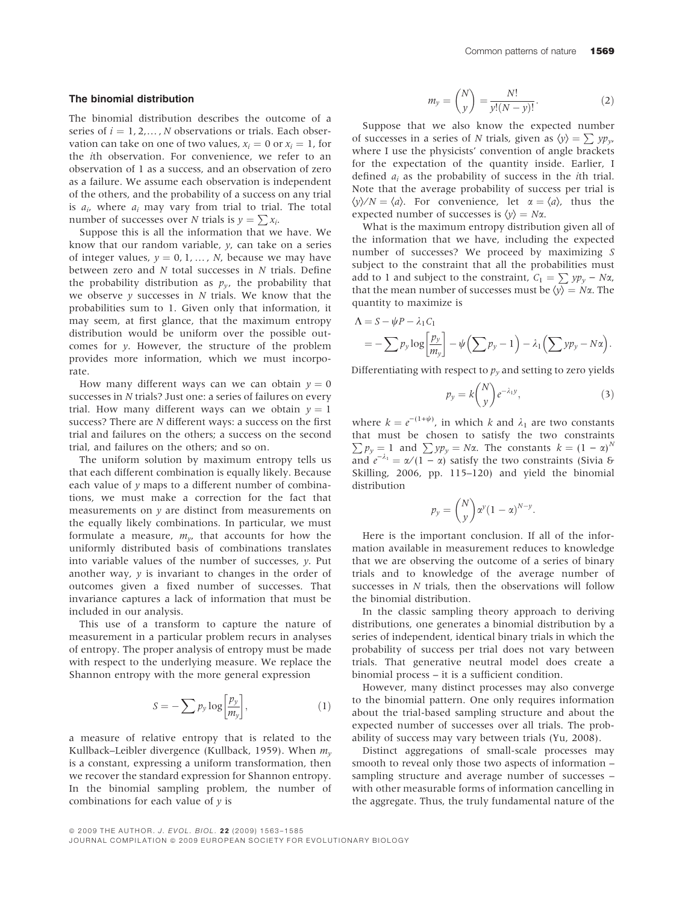### The binomial distribution

The binomial distribution describes the outcome of a series of $i = 1, 2, \ldots, N$ observations or trials. Each observation can take on one of two values, $x_i = 0$ or $x_i = 1$, for the $i$th observation. For convenience, we refer to an observation of 1 as a success, and an observation of zero as a failure. We assume each observation is independent of the others, and the probability of a success on any trial is $a_i$, where $a_i$ may vary from trial to trial. The total number of successes over $N$ trials is $y = \sum x_i$.

Suppose this is all the information that we have. We know that our random variable, $y$, can take on a series of integer values, $y = 0, 1, \ldots, N$, because we may have between zero and $N$ total successes in $N$ trials. Define the probability distribution as $p_y$, the probability that we observe $y$ successes in $N$ trials. We know that the probabilities sum to 1. Given only that information, it may seem, at first glance, that the maximum entropy distribution would be uniform over the possible outcomes for $y$. However, the structure of the problem provides more information, which we must incorporate.

How many different ways can we can obtain $y = 0$ successes in $N$ trials? Just one: a series of failures on every trial. How many different ways can we obtain $y = 1$ success? There are $N$ different ways: a success on the first trial and failures on the others; a success on the second trial, and failures on the others; and so on.

The uniform solution by maximum entropy tells us that each different combination is equally likely. Because each value of $y$ maps to a different number of combinations, we must make a correction for the fact that measurements on $y$ are distinct from measurements on the equally likely combinations. In particular, we must formulate a measure, $m_y$, that accounts for how the uniformly distributed basis of combinations translates into variable values of the number of successes, $y$. Put another way, $y$ is invariant to changes in the order of outcomes given a fixed number of successes. That invariance captures a lack of information that must be included in our analysis.

This use of a transform to capture the nature of measurement in a particular problem recurs in analyses of entropy. The proper analysis of entropy must be made with respect to the underlying measure. We replace the Shannon entropy with the more general expression

$$S = -\sum p_y \log\left[\frac{p_y}{m_y}\right], \tag{1}$$

a measure of relative entropy that is related to the Kullback–Leibler divergence (Kullback, 1959). When $m_y$ is a constant, expressing a uniform transformation, then we recover the standard expression for Shannon entropy. In the binomial sampling problem, the number of combinations for each value of $y$ is

$$m_y = \binom{N}{y} = \frac{N!}{y!(N-y)!}. \tag{2}$$

Suppose that we also know the expected number of successes in a series of $N$ trials, given as $\langle y \rangle = \sum y p_y$, where I use the physicists' convention of angle brackets for the expectation of the quantity inside. Earlier, I defined $a_i$ as the probability of success in the $i$th trial. Note that the average probability of success per trial is $\langle y \rangle / N = \langle a \rangle$. For convenience, let $\alpha = \langle a \rangle$, thus the expected number of successes is $\langle y \rangle = N\alpha$.

What is the maximum entropy distribution given all of the information that we have, including the expected number of successes? We proceed by maximizing $S$ subject to the constraint that all the probabilities must add to 1 and subject to the constraint, $C_1 = \sum y p_y - N\alpha$, that the mean number of successes must be $\langle y \rangle = N\alpha$. The quantity to maximize is

$$\begin{aligned}\Lambda &= S - \psi P - \lambda_1 C_1 \\ &= -\sum p_y \log\left[\frac{p_y}{m_y}\right] - \psi\left(\sum p_y - 1\right) - \lambda_1\left(\sum y p_y - N\alpha\right).\end{aligned}$$

Differentiating with respect to $p_y$ and setting to zero yields

$$p_y = k\binom{N}{y}e^{-\lambda_1 y}, \tag{3}$$

where $k = e^{-(1+\psi)}$, in which $k$ and $\lambda_1$ are two constants that must be chosen to satisfy the two constraints $\sum p_y = 1$ and $\sum y p_y = N\alpha$. The constants $k = (1-\alpha)^N$ and $e^{-\lambda_1} = \alpha/(1-\alpha)$ satisfy the two constraints (Sivia & Skilling, 2006, pp. 115–120) and yield the binomial distribution

$$p_y = \binom{N}{y}\alpha^y(1-\alpha)^{N-y}.$$

Here is the important conclusion. If all of the information available in measurement reduces to knowledge that we are observing the outcome of a series of binary trials and to knowledge of the average number of successes in $N$ trials, then the observations will follow the binomial distribution.

In the classic sampling theory approach to deriving distributions, one generates a binomial distribution by a series of independent, identical binary trials in which the probability of success per trial does not vary between trials. That generative neutral model does create a binomial process – it is a sufficient condition.

However, many distinct processes may also converge to the binomial pattern. One only requires information about the trial-based sampling structure and about the expected number of successes over all trials. The probability of success may vary between trials (Yu, 2008).

Distinct aggregations of small-scale processes may smooth to reveal only those two aspects of information – sampling structure and average number of successes – with other measurable forms of information cancelling in the aggregate. Thus, the truly fundamental nature of the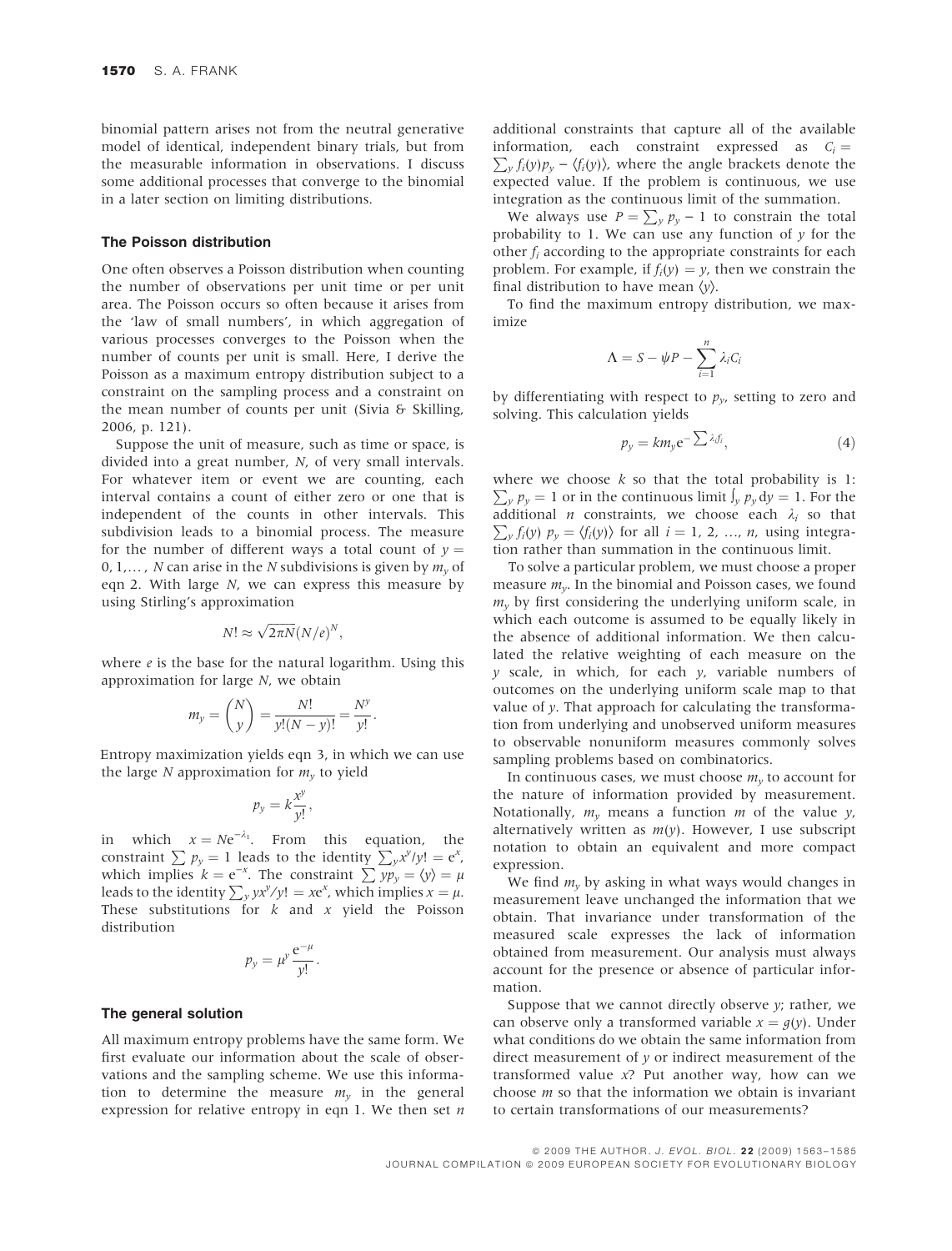binomial pattern arises not from the neutral generative model of identical, independent binary trials, but from the measurable information in observations. I discuss some additional processes that converge to the binomial in a later section on limiting distributions.

### The Poisson distribution

One often observes a Poisson distribution when counting the number of observations per unit time or per unit area. The Poisson occurs so often because it arises from the 'law of small numbers', in which aggregation of various processes converges to the Poisson when the number of counts per unit is small. Here, I derive the Poisson as a maximum entropy distribution subject to a constraint on the sampling process and a constraint on the mean number of counts per unit (Sivia & Skilling, 2006, p. 121).

Suppose the unit of measure, such as time or space, is divided into a great number, $N$, of very small intervals. For whatever item or event we are counting, each interval contains a count of either zero or one that is independent of the counts in other intervals. This subdivision leads to a binomial process. The measure for the number of different ways a total count of $y = 0, 1, \ldots, N$ can arise in the $N$ subdivisions is given by $m_y$ of eqn 2. With large $N$, we can express this measure by using Stirling's approximation

$$N! \approx \sqrt{2\pi N}(N/e)^N,$$

where $e$ is the base for the natural logarithm. Using this approximation for large $N$, we obtain

$$m_y = \binom{N}{y} = \frac{N!}{y!(N-y)!} = \frac{N^y}{y!}.$$

Entropy maximization yields eqn 3, in which we can use the large $N$ approximation for $m_y$ to yield

$$p_y = k\frac{x^y}{y!},$$

in which $x = Ne^{-\lambda_1}$. From this equation, the constraint $\sum p_y = 1$ leads to the identity $\sum_y x^y/y! = e^x$, which implies $k = e^{-x}$. The constraint $\sum yp_y = \langle y \rangle = \mu$ leads to the identity $\sum_y yx^y/y! = xe^x$, which implies $x = \mu$. These substitutions for $k$ and $x$ yield the Poisson distribution

$$p_y = \mu^y \frac{e^{-\mu}}{y!}.$$

### The general solution

All maximum entropy problems have the same form. We first evaluate our information about the scale of observations and the sampling scheme. We use this information to determine the measure $m_y$ in the general expression for relative entropy in eqn 1. We then set $n$ additional constraints that capture all of the available information, each constraint expressed as $C_i = \sum_y f_i(y)p_y - \langle f_i(y) \rangle$, where the angle brackets denote the expected value. If the problem is continuous, we use integration as the continuous limit of the summation.

We always use $P = \sum_y p_y - 1$ to constrain the total probability to 1. We can use any function of $y$ for the other $f_i$ according to the appropriate constraints for each problem. For example, if $f_i(y) = y$, then we constrain the final distribution to have mean $\langle y \rangle$.

To find the maximum entropy distribution, we maximize

$$\Lambda = S - \psi P - \sum_{i=1}^{n} \lambda_i C_i$$

by differentiating with respect to $p_y$, setting to zero and solving. This calculation yields

$$p_y = km_y e^{-\sum \lambda_i f_i}, \tag{4}$$

where we choose $k$ so that the total probability is 1: $\sum_y p_y = 1$ or in the continuous limit $\int_y p_y \, dy = 1$. For the additional $n$ constraints, we choose each $\lambda_i$ so that $\sum_y f_i(y)\, p_y = \langle f_i(y) \rangle$ for all $i = 1, 2, \ldots, n$, using integration rather than summation in the continuous limit.

To solve a particular problem, we must choose a proper measure $m_y$. In the binomial and Poisson cases, we found $m_y$ by first considering the underlying uniform scale, in which each outcome is assumed to be equally likely in the absence of additional information. We then calculated the relative weighting of each measure on the $y$ scale, in which, for each $y$, variable numbers of outcomes on the underlying uniform scale map to that value of $y$. That approach for calculating the transformation from underlying and unobserved uniform measures to observable nonuniform measures commonly solves sampling problems based on combinatorics.

In continuous cases, we must choose $m_y$ to account for the nature of information provided by measurement. Notationally, $m_y$ means a function $m$ of the value $y$, alternatively written as $m(y)$. However, I use subscript notation to obtain an equivalent and more compact expression.

We find $m_y$ by asking in what ways would changes in measurement leave unchanged the information that we obtain. That invariance under transformation of the measured scale expresses the lack of information obtained from measurement. Our analysis must always account for the presence or absence of particular information.

Suppose that we cannot directly observe $y$; rather, we can observe only a transformed variable $x = g(y)$. Under what conditions do we obtain the same information from direct measurement of $y$ or indirect measurement of the transformed value $x$? Put another way, how can we choose $m$ so that the information we obtain is invariant to certain transformations of our measurements?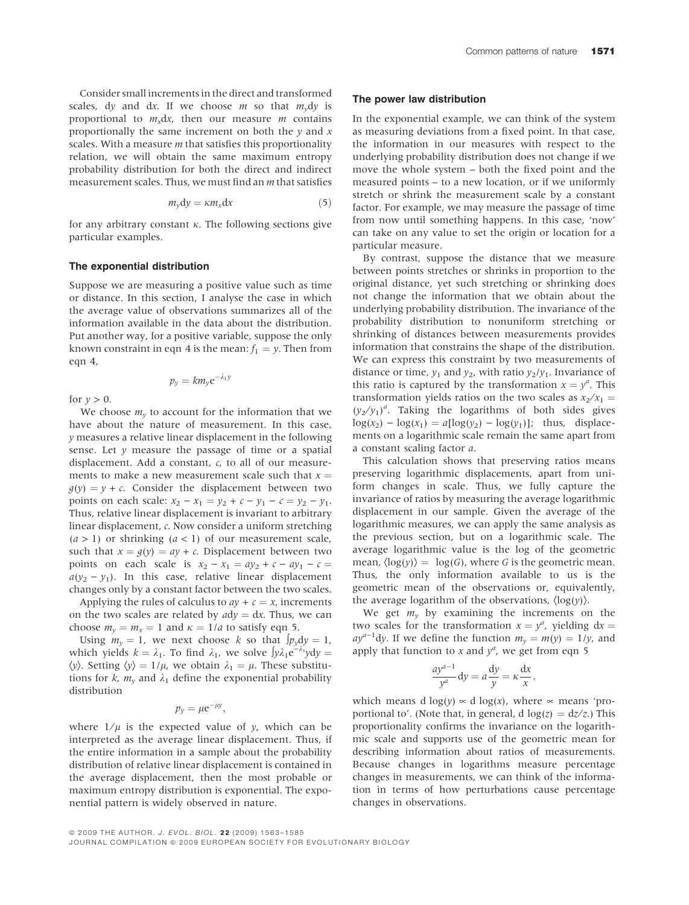Consider small increments in the direct and transformed scales, $dy$ and $dx$. If we choose $m$ so that $m_y dy$ is proportional to $m_x dx$, then our measure $m$ contains proportionally the same increment on both the $y$ and $x$ scales. With a measure $m$ that satisfies this proportionality relation, we will obtain the same maximum entropy probability distribution for both the direct and indirect measurement scales. Thus, we must find an $m$ that satisfies

$$m_y dy = \kappa m_x dx \tag{5}$$

for any arbitrary constant $\kappa$. The following sections give particular examples.

### The exponential distribution

Suppose we are measuring a positive value such as time or distance. In this section, I analyse the case in which the average value of observations summarizes all of the information available in the data about the distribution. Put another way, for a positive variable, suppose the only known constraint in eqn 4 is the mean: $f_1 = y$. Then from eqn 4,

$$p_y = k m_y e^{-\lambda_1 y}$$

for $y > 0$.

We choose $m_y$ to account for the information that we have about the nature of measurement. In this case, $y$ measures a relative linear displacement in the following sense. Let $y$ measure the passage of time or a spatial displacement. Add a constant, $c$, to all of our measurements to make a new measurement scale such that $x = g(y) = y + c$. Consider the displacement between two points on each scale: $x_2 - x_1 = y_2 + c - y_1 - c = y_2 - y_1$. Thus, relative linear displacement is invariant to arbitrary linear displacement, $c$. Now consider a uniform stretching ($a > 1$) or shrinking ($a < 1$) of our measurement scale, such that $x = g(y) = ay + c$. Displacement between two points on each scale is $x_2 - x_1 = ay_2 + c - ay_1 - c = a(y_2 - y_1)$. In this case, relative linear displacement changes only by a constant factor between the two scales.

Applying the rules of calculus to $ay + c = x$, increments on the two scales are related by $a dy = dx$. Thus, we can choose $m_y = m_x = 1$ and $\kappa = 1/a$ to satisfy eqn 5.

Using $m_y = 1$, we next choose $k$ so that $\int p_y dy = 1$, which yields $k = \lambda_1$. To find $\lambda_1$, we solve $\int y \lambda_1 e^{-\lambda_1 y} dy = \langle y \rangle$. Setting $\langle y \rangle = 1/\mu$, we obtain $\lambda_1 = \mu$. These substitutions for $k$, $m_y$ and $\lambda_1$ define the exponential probability distribution

$$p_y = \mu e^{-\mu y},$$

where $1/\mu$ is the expected value of $y$, which can be interpreted as the average linear displacement. Thus, if the entire information in a sample about the probability distribution of relative linear displacement is contained in the average displacement, then the most probable or maximum entropy distribution is exponential. The exponential pattern is widely observed in nature.

### The power law distribution

In the exponential example, we can think of the system as measuring deviations from a fixed point. In that case, the information in our measures with respect to the underlying probability distribution does not change if we move the whole system – both the fixed point and the measured points – to a new location, or if we uniformly stretch or shrink the measurement scale by a constant factor. For example, we may measure the passage of time from now until something happens. In this case, 'now' can take on any value to set the origin or location for a particular measure.

By contrast, suppose the distance that we measure between points stretches or shrinks in proportion to the original distance, yet such stretching or shrinking does not change the information that we obtain about the underlying probability distribution. The invariance of the probability distribution to nonuniform stretching or shrinking of distances between measurements provides information that constrains the shape of the distribution. We can express this constraint by two measurements of distance or time, $y_1$ and $y_2$, with ratio $y_2/y_1$. Invariance of this ratio is captured by the transformation $x = y^a$. This transformation yields ratios on the two scales as $x_2/x_1 = (y_2/y_1)^a$. Taking the logarithms of both sides gives $\log(x_2) - \log(x_1) = a[\log(y_2) - \log(y_1)]$; thus, displacements on a logarithmic scale remain the same apart from a constant scaling factor $a$.

This calculation shows that preserving ratios means preserving logarithmic displacements, apart from uniform changes in scale. Thus, we fully capture the invariance of ratios by measuring the average logarithmic displacement in our sample. Given the average of the logarithmic measures, we can apply the same analysis as the previous section, but on a logarithmic scale. The average logarithmic value is the log of the geometric mean, $\langle \log(y) \rangle = \log(G)$, where $G$ is the geometric mean. Thus, the only information available to us is the geometric mean of the observations or, equivalently, the average logarithm of the observations, $\langle \log(y) \rangle$.

We get $m_y$ by examining the increments on the two scales for the transformation $x = y^a$, yielding $dx = ay^{a-1}dy$. If we define the function $m_y = m(y) = 1/y$, and apply that function to $x$ and $y^a$, we get from eqn 5

$$\frac{ay^{a-1}}{y^a} dy = a\frac{dy}{y} = \kappa \frac{dx}{x},$$

which means $d\log(y) \propto d\log(x)$, where $\propto$ means 'proportional to'. (Note that, in general, $d\log(z) = dz/z$.) This proportionality confirms the invariance on the logarithmic scale and supports use of the geometric mean for describing information about ratios of measurements. Because changes in logarithms measure percentage changes in measurements, we can think of the information in terms of how perturbations cause percentage changes in observations.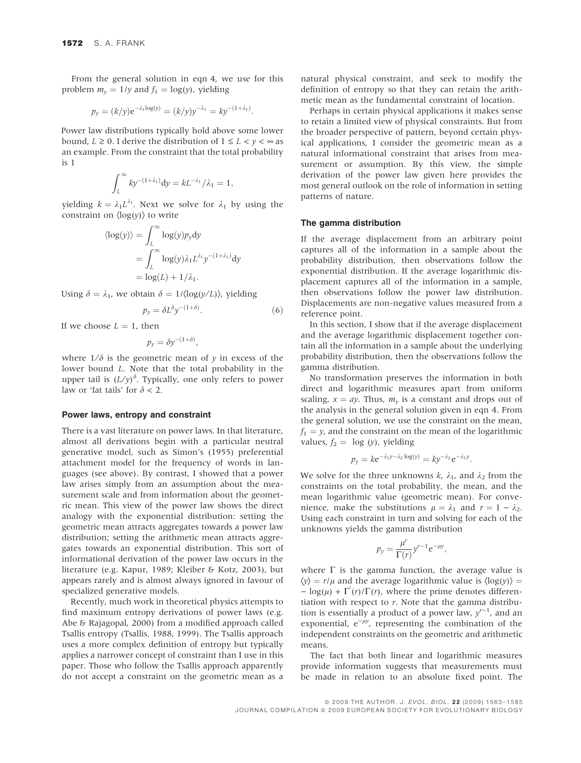From the general solution in eqn 4, we use for this problem $m_y = 1/y$ and $f_1 = \log(y)$, yielding

$$p_y = (k/y)e^{-\lambda_1 \log(y)} = (k/y)y^{-\lambda_1} = ky^{-(1+\lambda_1)}.$$

Power law distributions typically hold above some lower bound, $L \geq 0$. I derive the distribution of $1 \leq L < y < \infty$ as an example. From the constraint that the total probability is 1

$$\int_L^\infty ky^{-(1+\lambda_1)}\mathrm{d}y = kL^{-\lambda_1}/\lambda_1 = 1,$$

yielding $k = \lambda_1 L^{\lambda_1}$. Next we solve for $\lambda_1$ by using the constraint on $\langle \log(y) \rangle$ to write

$$\begin{aligned}
\langle \log(y) \rangle &= \int_L^\infty \log(y) p_y \mathrm{d}y \\
&= \int_L^\infty \log(y) \lambda_1 L^{\lambda_1} y^{-(1+\lambda_1)}\mathrm{d}y \\
&= \log(L) + 1/\lambda_1.
\end{aligned}$$

Using $\delta = \lambda_1$, we obtain $\delta = 1/\langle \log(y/L) \rangle$, yielding

$$p_y = \delta L^\delta y^{-(1+\delta)}. \tag{6}$$

If we choose $L = 1$, then

$$p_y = \delta y^{-(1+\delta)},$$

where $1/\delta$ is the geometric mean of $y$ in excess of the lower bound $L$. Note that the total probability in the upper tail is $(L/y)^\delta$. Typically, one only refers to power law or 'fat tails' for $\delta < 2$.

### Power laws, entropy and constraint

There is a vast literature on power laws. In that literature, almost all derivations begin with a particular neutral generative model, such as Simon's (1955) preferential attachment model for the frequency of words in languages (see above). By contrast, I showed that a power law arises simply from an assumption about the measurement scale and from information about the geometric mean. This view of the power law shows the direct analogy with the exponential distribution: setting the geometric mean attracts aggregates towards a power law distribution; setting the arithmetic mean attracts aggregates towards an exponential distribution. This sort of informational derivation of the power law occurs in the literature (e.g. Kapur, 1989; Kleiber & Kotz, 2003), but appears rarely and is almost always ignored in favour of specialized generative models.

Recently, much work in theoretical physics attempts to find maximum entropy derivations of power laws (e.g. Abe & Rajagopal, 2000) from a modified approach called Tsallis entropy (Tsallis, 1988, 1999). The Tsallis approach uses a more complex definition of entropy but typically applies a narrower concept of constraint than I use in this paper. Those who follow the Tsallis approach apparently do not accept a constraint on the geometric mean as a natural physical constraint, and seek to modify the definition of entropy so that they can retain the arithmetic mean as the fundamental constraint of location.

Perhaps in certain physical applications it makes sense to retain a limited view of physical constraints. But from the broader perspective of pattern, beyond certain physical applications, I consider the geometric mean as a natural informational constraint that arises from measurement or assumption. By this view, the simple derivation of the power law given here provides the most general outlook on the role of information in setting patterns of nature.

### The gamma distribution

If the average displacement from an arbitrary point captures all of the information in a sample about the probability distribution, then observations follow the exponential distribution. If the average logarithmic displacement captures all of the information in a sample, then observations follow the power law distribution. Displacements are non-negative values measured from a reference point.

In this section, I show that if the average displacement and the average logarithmic displacement together contain all the information in a sample about the underlying probability distribution, then the observations follow the gamma distribution.

No transformation preserves the information in both direct and logarithmic measures apart from uniform scaling, $x = ay$. Thus, $m_y$ is a constant and drops out of the analysis in the general solution given in eqn 4. From the general solution, we use the constraint on the mean, $f_1 = y$, and the constraint on the mean of the logarithmic values, $f_2 = \log(y)$, yielding

$$p_y = ke^{-\lambda_1 y - \lambda_2 \log(y)} = ky^{-\lambda_2}e^{-\lambda_1 y}.$$

We solve for the three unknowns $k$, $\lambda_1$, and $\lambda_2$ from the constraints on the total probability, the mean, and the mean logarithmic value (geometric mean). For convenience, make the substitutions $\mu = \lambda_1$ and $r = 1 - \lambda_2$. Using each constraint in turn and solving for each of the unknowns yields the gamma distribution

$$p_y = \frac{\mu^r}{\Gamma(r)}y^{r-1}e^{-\mu y},$$

where $\Gamma$ is the gamma function, the average value is $\langle y \rangle = r/\mu$ and the average logarithmic value is $\langle \log(y) \rangle = -\log(\mu) + \Gamma'(r)/\Gamma(r)$, where the prime denotes differentiation with respect to $r$. Note that the gamma distribution is essentially a product of a power law, $y^{r-1}$, and an exponential, $e^{-\mu y}$, representing the combination of the independent constraints on the geometric and arithmetic means.

The fact that both linear and logarithmic measures provide information suggests that measurements must be made in relation to an absolute fixed point. The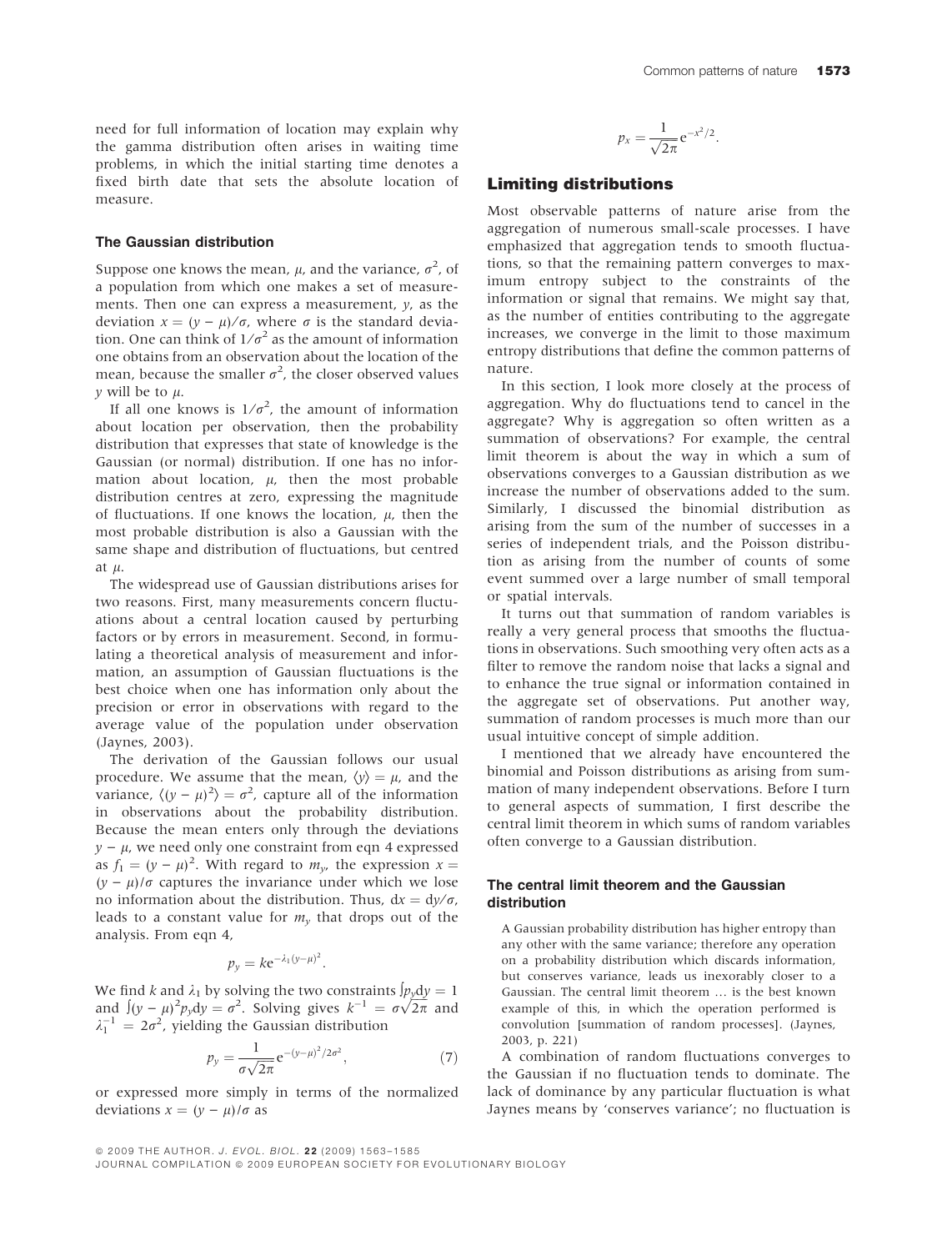need for full information of location may explain why the gamma distribution often arises in waiting time problems, in which the initial starting time denotes a fixed birth date that sets the absolute location of measure.

### The Gaussian distribution

Suppose one knows the mean, $\mu$, and the variance, $\sigma^2$, of a population from which one makes a set of measurements. Then one can express a measurement, $y$, as the deviation $x = (y - \mu)/\sigma$, where $\sigma$ is the standard deviation. One can think of $1/\sigma^2$ as the amount of information one obtains from an observation about the location of the mean, because the smaller $\sigma^2$, the closer observed values $y$ will be to $\mu$.

If all one knows is $1/\sigma^2$, the amount of information about location per observation, then the probability distribution that expresses that state of knowledge is the Gaussian (or normal) distribution. If one has no information about location, $\mu$, then the most probable distribution centres at zero, expressing the magnitude of fluctuations. If one knows the location, $\mu$, then the most probable distribution is also a Gaussian with the same shape and distribution of fluctuations, but centred at $\mu$.

The widespread use of Gaussian distributions arises for two reasons. First, many measurements concern fluctuations about a central location caused by perturbing factors or by errors in measurement. Second, in formulating a theoretical analysis of measurement and information, an assumption of Gaussian fluctuations is the best choice when one has information only about the precision or error in observations with regard to the average value of the population under observation (Jaynes, 2003).

The derivation of the Gaussian follows our usual procedure. We assume that the mean, $\langle y \rangle = \mu$, and the variance, $\langle (y - \mu)^2 \rangle = \sigma^2$, capture all of the information in observations about the probability distribution. Because the mean enters only through the deviations $y - \mu$, we need only one constraint from eqn 4 expressed as $f_1 = (y - \mu)^2$. With regard to $m_y$, the expression $x = (y - \mu)/\sigma$ captures the invariance under which we lose no information about the distribution. Thus, $dx = dy/\sigma$, leads to a constant value for $m_y$ that drops out of the analysis. From eqn 4,

$$p_y = k e^{-\lambda_1 (y-\mu)^2}.$$

We find $k$ and $\lambda_1$ by solving the two constraints $\int p_y dy = 1$ and $\int (y - \mu)^2 p_y dy = \sigma^2$. Solving gives $k^{-1} = \sigma\sqrt{2\pi}$ and $\lambda_1^{-1} = 2\sigma^2$, yielding the Gaussian distribution

$$p_y = \frac{1}{\sigma\sqrt{2\pi}} e^{-(y-\mu)^2/2\sigma^2}, \tag{7}$$

or expressed more simply in terms of the normalized deviations $x = (y - \mu)/\sigma$ as

$$p_x = \frac{1}{\sqrt{2\pi}} e^{-x^2/2}.$$

## Limiting distributions

Most observable patterns of nature arise from the aggregation of numerous small-scale processes. I have emphasized that aggregation tends to smooth fluctuations, so that the remaining pattern converges to maximum entropy subject to the constraints of the information or signal that remains. We might say that, as the number of entities contributing to the aggregate increases, we converge in the limit to those maximum entropy distributions that define the common patterns of nature.

In this section, I look more closely at the process of aggregation. Why do fluctuations tend to cancel in the aggregate? Why is aggregation so often written as a summation of observations? For example, the central limit theorem is about the way in which a sum of observations converges to a Gaussian distribution as we increase the number of observations added to the sum. Similarly, I discussed the binomial distribution as arising from the sum of the number of successes in a series of independent trials, and the Poisson distribution as arising from the number of counts of some event summed over a large number of small temporal or spatial intervals.

It turns out that summation of random variables is really a very general process that smooths the fluctuations in observations. Such smoothing very often acts as a filter to remove the random noise that lacks a signal and to enhance the true signal or information contained in the aggregate set of observations. Put another way, summation of random processes is much more than our usual intuitive concept of simple addition.

I mentioned that we already have encountered the binomial and Poisson distributions as arising from summation of many independent observations. Before I turn to general aspects of summation, I first describe the central limit theorem in which sums of random variables often converge to a Gaussian distribution.

### The central limit theorem and the Gaussian distribution

> A Gaussian probability distribution has higher entropy than any other with the same variance; therefore any operation on a probability distribution which discards information, but conserves variance, leads us inexorably closer to a Gaussian. The central limit theorem … is the best known example of this, in which the operation performed is convolution [summation of random processes]. (Jaynes, 2003, p. 221)

A combination of random fluctuations converges to the Gaussian if no fluctuation tends to dominate. The lack of dominance by any particular fluctuation is what Jaynes means by 'conserves variance'; no fluctuation is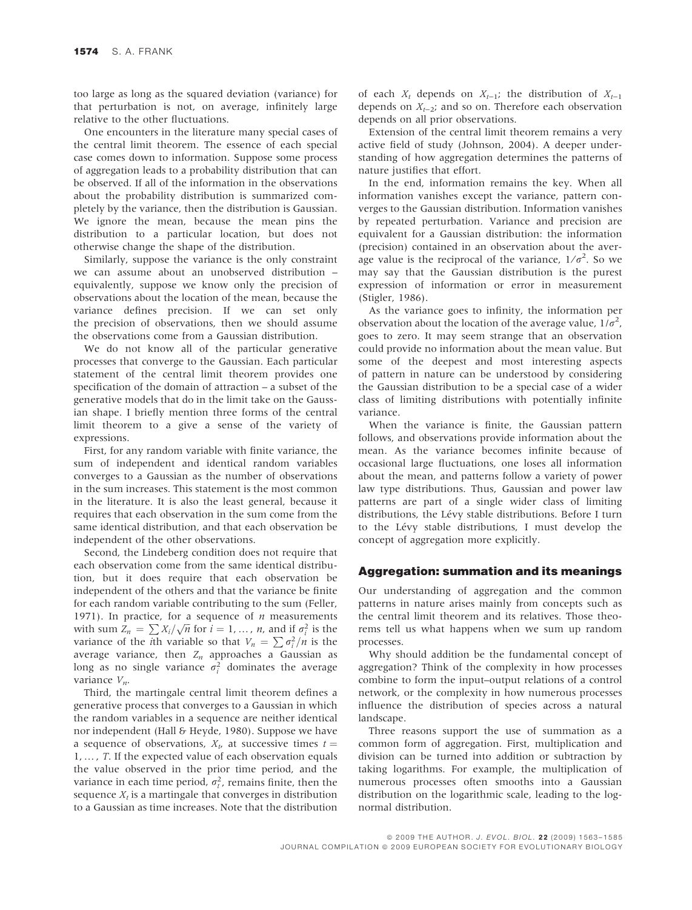too large as long as the squared deviation (variance) for that perturbation is not, on average, infinitely large relative to the other fluctuations.

One encounters in the literature many special cases of the central limit theorem. The essence of each special case comes down to information. Suppose some process of aggregation leads to a probability distribution that can be observed. If all of the information in the observations about the probability distribution is summarized completely by the variance, then the distribution is Gaussian. We ignore the mean, because the mean pins the distribution to a particular location, but does not otherwise change the shape of the distribution.

Similarly, suppose the variance is the only constraint we can assume about an unobserved distribution – equivalently, suppose we know only the precision of observations about the location of the mean, because the variance defines precision. If we can set only the precision of observations, then we should assume the observations come from a Gaussian distribution.

We do not know all of the particular generative processes that converge to the Gaussian. Each particular statement of the central limit theorem provides one specification of the domain of attraction – a subset of the generative models that do in the limit take on the Gaussian shape. I briefly mention three forms of the central limit theorem to a give a sense of the variety of expressions.

First, for any random variable with finite variance, the sum of independent and identical random variables converges to a Gaussian as the number of observations in the sum increases. This statement is the most common in the literature. It is also the least general, because it requires that each observation in the sum come from the same identical distribution, and that each observation be independent of the other observations.

Second, the Lindeberg condition does not require that each observation come from the same identical distribution, but it does require that each observation be independent of the others and that the variance be finite for each random variable contributing to the sum (Feller, 1971). In practice, for a sequence of $n$ measurements with sum $Z_n = \sum X_i/\sqrt{n}$ for $i = 1, \ldots, n$, and if $\sigma_i^2$ is the variance of the $i$th variable so that $V_n = \sum \sigma_i^2/n$ is the average variance, then $Z_n$ approaches a Gaussian as long as no single variance $\sigma_i^2$ dominates the average variance $V_n$.

Third, the martingale central limit theorem defines a generative process that converges to a Gaussian in which the random variables in a sequence are neither identical nor independent (Hall & Heyde, 1980). Suppose we have a sequence of observations, $X_t$, at successive times $t = 1, \ldots, T$. If the expected value of each observation equals the value observed in the prior time period, and the variance in each time period, $\sigma_t^2$, remains finite, then the sequence $X_t$ is a martingale that converges in distribution to a Gaussian as time increases. Note that the distribution of each $X_t$ depends on $X_{t-1}$; the distribution of $X_{t-1}$ depends on $X_{t-2}$; and so on. Therefore each observation depends on all prior observations.

Extension of the central limit theorem remains a very active field of study (Johnson, 2004). A deeper understanding of how aggregation determines the patterns of nature justifies that effort.

In the end, information remains the key. When all information vanishes except the variance, pattern converges to the Gaussian distribution. Information vanishes by repeated perturbation. Variance and precision are equivalent for a Gaussian distribution: the information (precision) contained in an observation about the average value is the reciprocal of the variance, $1/\sigma^2$. So we may say that the Gaussian distribution is the purest expression of information or error in measurement (Stigler, 1986).

As the variance goes to infinity, the information per observation about the location of the average value, $1/\sigma^2$, goes to zero. It may seem strange that an observation could provide no information about the mean value. But some of the deepest and most interesting aspects of pattern in nature can be understood by considering the Gaussian distribution to be a special case of a wider class of limiting distributions with potentially infinite variance.

When the variance is finite, the Gaussian pattern follows, and observations provide information about the mean. As the variance becomes infinite because of occasional large fluctuations, one loses all information about the mean, and patterns follow a variety of power law type distributions. Thus, Gaussian and power law patterns are part of a single wider class of limiting distributions, the Lévy stable distributions. Before I turn to the Lévy stable distributions, I must develop the concept of aggregation more explicitly.

## Aggregation: summation and its meanings

Our understanding of aggregation and the common patterns in nature arises mainly from concepts such as the central limit theorem and its relatives. Those theorems tell us what happens when we sum up random processes.

Why should addition be the fundamental concept of aggregation? Think of the complexity in how processes combine to form the input–output relations of a control network, or the complexity in how numerous processes influence the distribution of species across a natural landscape.

Three reasons support the use of summation as a common form of aggregation. First, multiplication and division can be turned into addition or subtraction by taking logarithms. For example, the multiplication of numerous processes often smooths into a Gaussian distribution on the logarithmic scale, leading to the log-normal distribution.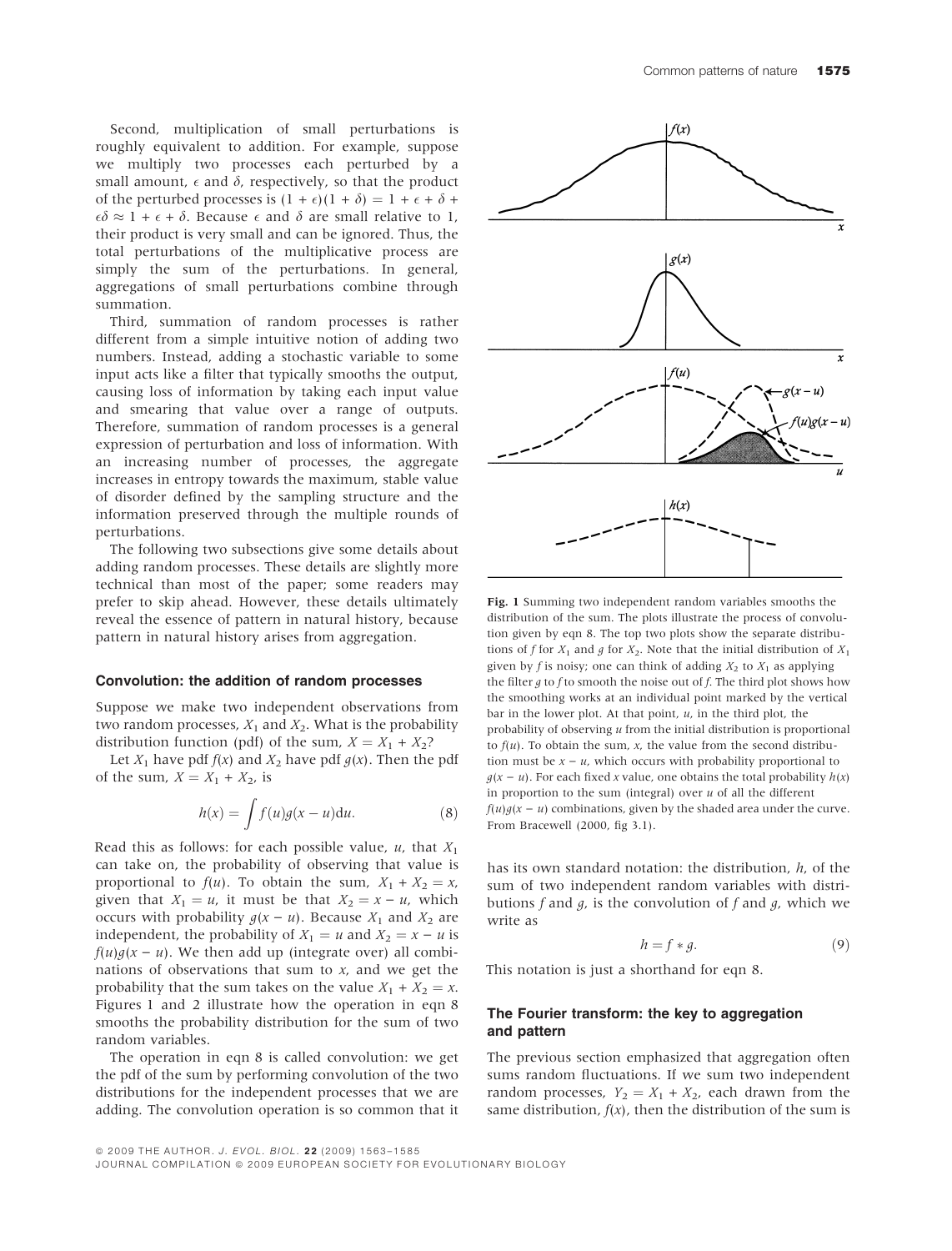Second, multiplication of small perturbations is roughly equivalent to addition. For example, suppose we multiply two processes each perturbed by a small amount, $\epsilon$ and $\delta$, respectively, so that the product of the perturbed processes is $(1 + \epsilon)(1 + \delta) = 1 + \epsilon + \delta + \epsilon\delta \approx 1 + \epsilon + \delta$. Because $\epsilon$ and $\delta$ are small relative to 1, their product is very small and can be ignored. Thus, the total perturbations of the multiplicative process are simply the sum of the perturbations. In general, aggregations of small perturbations combine through summation.

Third, summation of random processes is rather different from a simple intuitive notion of adding two numbers. Instead, adding a stochastic variable to some input acts like a filter that typically smooths the output, causing loss of information by taking each input value and smearing that value over a range of outputs. Therefore, summation of random processes is a general expression of perturbation and loss of information. With an increasing number of processes, the aggregate increases in entropy towards the maximum, stable value of disorder defined by the sampling structure and the information preserved through the multiple rounds of perturbations.

The following two subsections give some details about adding random processes. These details are slightly more technical than most of the paper; some readers may prefer to skip ahead. However, these details ultimately reveal the essence of pattern in natural history, because pattern in natural history arises from aggregation.

### Convolution: the addition of random processes

Suppose we make two independent observations from two random processes, $X_1$ and $X_2$. What is the probability distribution function (pdf) of the sum, $X = X_1 + X_2$?

Let $X_1$ have pdf $f(x)$ and $X_2$ have pdf $g(x)$. Then the pdf of the sum, $X = X_1 + X_2$, is

$$h(x) = \int f(u)g(x-u)\mathrm{d}u. \tag{8}$$

Read this as follows: for each possible value, $u$, that $X_1$ can take on, the probability of observing that value is proportional to $f(u)$. To obtain the sum, $X_1 + X_2 = x$, given that $X_1 = u$, it must be that $X_2 = x - u$, which occurs with probability $g(x - u)$. Because $X_1$ and $X_2$ are independent, the probability of $X_1 = u$ and $X_2 = x - u$ is $f(u)g(x - u)$. We then add up (integrate over) all combinations of observations that sum to $x$, and we get the probability that the sum takes on the value $X_1 + X_2 = x$. Figures 1 and 2 illustrate how the operation in eqn 8 smooths the probability distribution for the sum of two random variables.

The operation in eqn 8 is called convolution: we get the pdf of the sum by performing convolution of the two distributions for the independent processes that we are adding. The convolution operation is so common that it has its own standard notation: the distribution, $h$, of the sum of two independent random variables with distributions $f$ and $g$, is the convolution of $f$ and $g$, which we write as

$$h = f * g. \tag{9}$$

This notation is just a shorthand for eqn 8.

**Fig. 1** Summing two independent random variables smooths the distribution of the sum. The plots illustrate the process of convolution given by eqn 8. The top two plots show the separate distributions of $f$ for $X_1$ and $g$ for $X_2$. Note that the initial distribution of $X_1$ given by $f$ is noisy; one can think of adding $X_2$ to $X_1$ as applying the filter $g$ to $f$ to smooth the noise out of $f$. The third plot shows how the smoothing works at an individual point marked by the vertical bar in the lower plot. At that point, $u$, in the third plot, the probability of observing $u$ from the initial distribution is proportional to $f(u)$. To obtain the sum, $x$, the value from the second distribution must be $x - u$, which occurs with probability proportional to $g(x - u)$. For each fixed $x$ value, one obtains the total probability $h(x)$ in proportion to the sum (integral) over $u$ of all the different $f(u)g(x - u)$ combinations, given by the shaded area under the curve. From Bracewell (2000, fig 3.1).

### The Fourier transform: the key to aggregation and pattern

The previous section emphasized that aggregation often sums random fluctuations. If we sum two independent random processes, $Y_2 = X_1 + X_2$, each drawn from the same distribution, $f(x)$, then the distribution of the sum is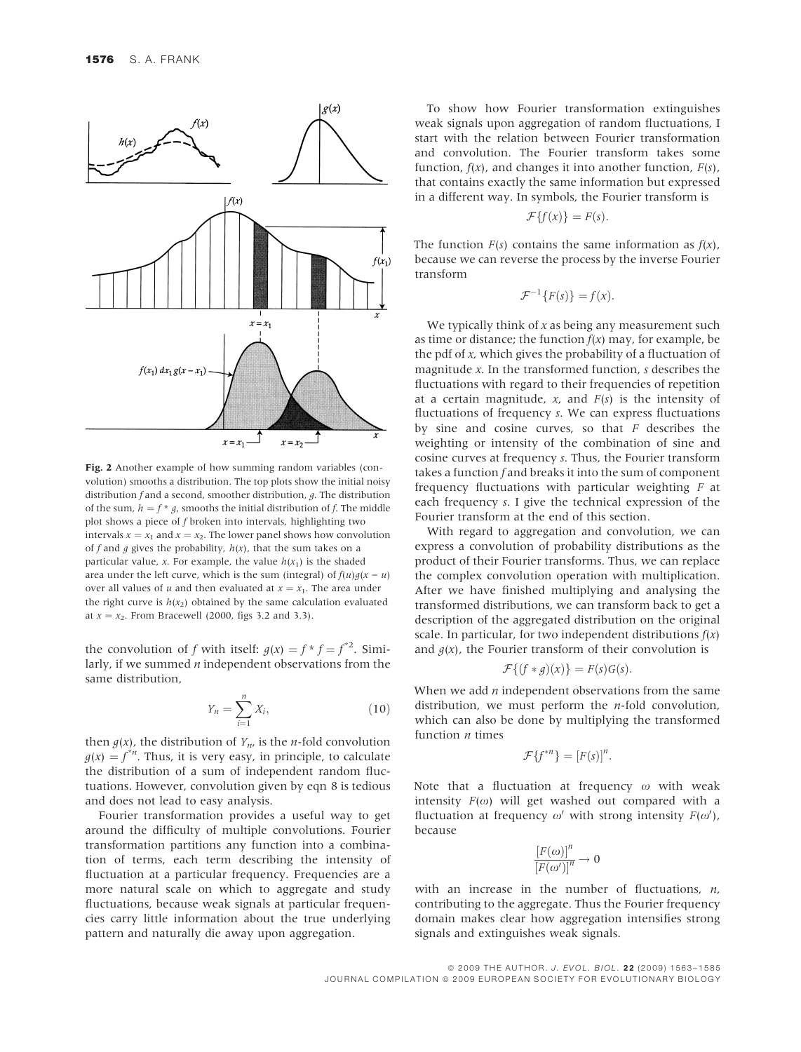h(x)

f(x)

g(x)

f(x)

f(x_1)

x

x = x_1

f(x_1) dx_1 g(x − x_1)

x = x_1

x = x_2

x

**Fig. 2** Another example of how summing random variables (convolution) smooths a distribution. The top plots show the initial noisy distribution $f$ and a second, smoother distribution, $g$. The distribution of the sum, $h = f * g$, smooths the initial distribution of $f$. The middle plot shows a piece of $f$ broken into intervals, highlighting two intervals $x = x_1$ and $x = x_2$. The lower panel shows how convolution of $f$ and $g$ gives the probability, $h(x)$, that the sum takes on a particular value, $x$. For example, the value $h(x_1)$ is the shaded area under the left curve, which is the sum (integral) of $f(u)g(x - u)$ over all values of $u$ and then evaluated at $x = x_1$. The area under the right curve is $h(x_2)$ obtained by the same calculation evaluated at $x = x_2$. From Bracewell (2000, figs 3.2 and 3.3).

the convolution of $f$ with itself: $g(x) = f * f = f^{*2}$. Similarly, if we summed $n$ independent observations from the same distribution,

$$Y_n = \sum_{i=1}^{n} X_i, \tag{10}$$

then $g(x)$, the distribution of $Y_n$, is the $n$-fold convolution $g(x) = f^{*n}$. Thus, it is very easy, in principle, to calculate the distribution of a sum of independent random fluctuations. However, convolution given by eqn 8 is tedious and does not lead to easy analysis.

Fourier transformation provides a useful way to get around the difficulty of multiple convolutions. Fourier transformation partitions any function into a combination of terms, each term describing the intensity of fluctuation at a particular frequency. Frequencies are a more natural scale on which to aggregate and study fluctuations, because weak signals at particular frequencies carry little information about the true underlying pattern and naturally die away upon aggregation.

To show how Fourier transformation extinguishes weak signals upon aggregation of random fluctuations, I start with the relation between Fourier transformation and convolution. The Fourier transform takes some function, $f(x)$, and changes it into another function, $F(s)$, that contains exactly the same information but expressed in a different way. In symbols, the Fourier transform is

$$\mathcal{F}\{f(x)\} = F(s).$$

The function $F(s)$ contains the same information as $f(x)$, because we can reverse the process by the inverse Fourier transform

$$\mathcal{F}^{-1}\{F(s)\} = f(x).$$

We typically think of $x$ as being any measurement such as time or distance; the function $f(x)$ may, for example, be the pdf of $x$, which gives the probability of a fluctuation of magnitude $x$. In the transformed function, $s$ describes the fluctuations with regard to their frequencies of repetition at a certain magnitude, $x$, and $F(s)$ is the intensity of fluctuations of frequency $s$. We can express fluctuations by sine and cosine curves, so that $F$ describes the weighting or intensity of the combination of sine and cosine curves at frequency $s$. Thus, the Fourier transform takes a function $f$ and breaks it into the sum of component frequency fluctuations with particular weighting $F$ at each frequency $s$. I give the technical expression of the Fourier transform at the end of this section.

With regard to aggregation and convolution, we can express a convolution of probability distributions as the product of their Fourier transforms. Thus, we can replace the complex convolution operation with multiplication. After we have finished multiplying and analysing the transformed distributions, we can transform back to get a description of the aggregated distribution on the original scale. In particular, for two independent distributions $f(x)$ and $g(x)$, the Fourier transform of their convolution is

$$\mathcal{F}\{(f * g)(x)\} = F(s)G(s).$$

When we add $n$ independent observations from the same distribution, we must perform the $n$-fold convolution, which can also be done by multiplying the transformed function $n$ times

$$\mathcal{F}\{f^{*n}\} = [F(s)]^n.$$

Note that a fluctuation at frequency $\omega$ with weak intensity $F(\omega)$ will get washed out compared with a fluctuation at frequency $\omega'$ with strong intensity $F(\omega')$, because

$$\frac{[F(\omega)]^n}{[F(\omega')]^n} \to 0$$

with an increase in the number of fluctuations, $n$, contributing to the aggregate. Thus the Fourier frequency domain makes clear how aggregation intensifies strong signals and extinguishes weak signals.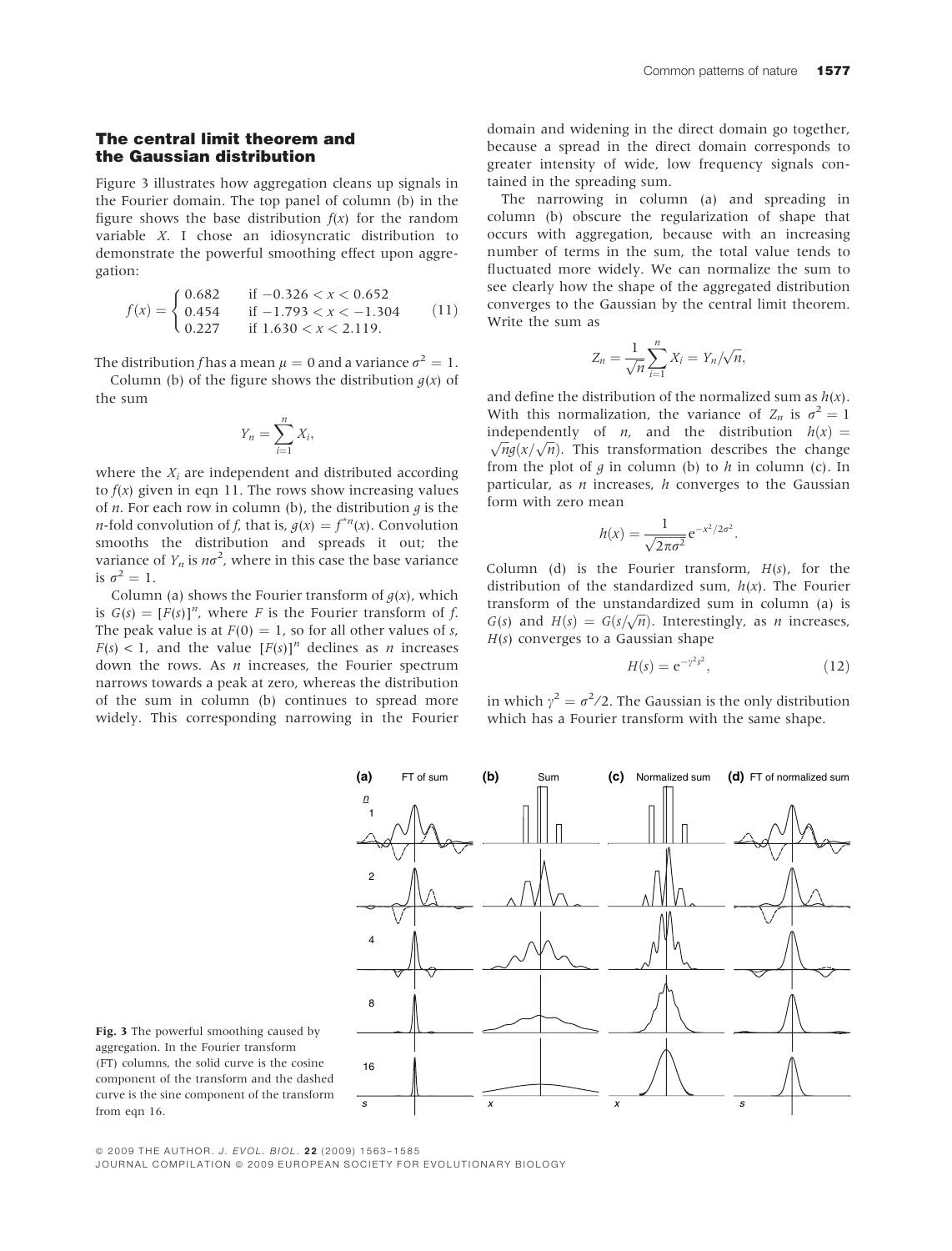## The central limit theorem and the Gaussian distribution

Figure 3 illustrates how aggregation cleans up signals in the Fourier domain. The top panel of column (b) in the figure shows the base distribution $f(x)$ for the random variable $X$. I chose an idiosyncratic distribution to demonstrate the powerful smoothing effect upon aggregation:

$$f(x) = \begin{cases} 0.682 & \text{if } -0.326 < x < 0.652 \\ 0.454 & \text{if } -1.793 < x < -1.304 \\ 0.227 & \text{if } 1.630 < x < 2.119. \end{cases} \tag{11}$$

The distribution $f$ has a mean $\mu = 0$ and a variance $\sigma^2 = 1$.

Column (b) of the figure shows the distribution $g(x)$ of the sum

$$Y_n = \sum_{i=1}^{n} X_i,$$

where the $X_i$ are independent and distributed according to $f(x)$ given in eqn 11. The rows show increasing values of $n$. For each row in column (b), the distribution $g$ is the $n$-fold convolution of $f$, that is, $g(x) = f^{*n}(x)$. Convolution smooths the distribution and spreads it out; the variance of $Y_n$ is $n\sigma^2$, where in this case the base variance is $\sigma^2 = 1$.

Column (a) shows the Fourier transform of $g(x)$, which is $G(s) = [F(s)]^n$, where $F$ is the Fourier transform of $f$. The peak value is at $F(0) = 1$, so for all other values of $s$, $F(s) < 1$, and the value $[F(s)]^n$ declines as $n$ increases down the rows. As $n$ increases, the Fourier spectrum narrows towards a peak at zero, whereas the distribution of the sum in column (b) continues to spread more widely. This corresponding narrowing in the Fourier domain and widening in the direct domain go together, because a spread in the direct domain corresponds to greater intensity of wide, low frequency signals contained in the spreading sum.

The narrowing in column (a) and spreading in column (b) obscure the regularization of shape that occurs with aggregation, because with an increasing number of terms in the sum, the total value tends to fluctuated more widely. We can normalize the sum to see clearly how the shape of the aggregated distribution converges to the Gaussian by the central limit theorem. Write the sum as

$$Z_n = \frac{1}{\sqrt{n}} \sum_{i=1}^{n} X_i = Y_n/\sqrt{n},$$

and define the distribution of the normalized sum as $h(x)$. With this normalization, the variance of $Z_n$ is $\sigma^2 = 1$ independently of $n$, and the distribution $h(x) = \sqrt{n}g(x/\sqrt{n})$. This transformation describes the change from the plot of $g$ in column (b) to $h$ in column (c). In particular, as $n$ increases, $h$ converges to the Gaussian form with zero mean

$$h(x) = \frac{1}{\sqrt{2\pi\sigma^2}} e^{-x^2/2\sigma^2}.$$

Column (d) is the Fourier transform, $H(s)$, for the distribution of the standardized sum, $h(x)$. The Fourier transform of the unstandardized sum in column (a) is $G(s)$ and $H(s) = G(s/\sqrt{n})$. Interestingly, as $n$ increases, $H(s)$ converges to a Gaussian shape

$$H(s) = e^{-\gamma^2 s^2}, \tag{12}$$

in which $\gamma^2 = \sigma^2/2$. The Gaussian is the only distribution which has a Fourier transform with the same shape.

**Fig. 3** The powerful smoothing caused by aggregation. In the Fourier transform (FT) columns, the solid curve is the cosine component of the transform and the dashed curve is the sine component of the transform from eqn 16.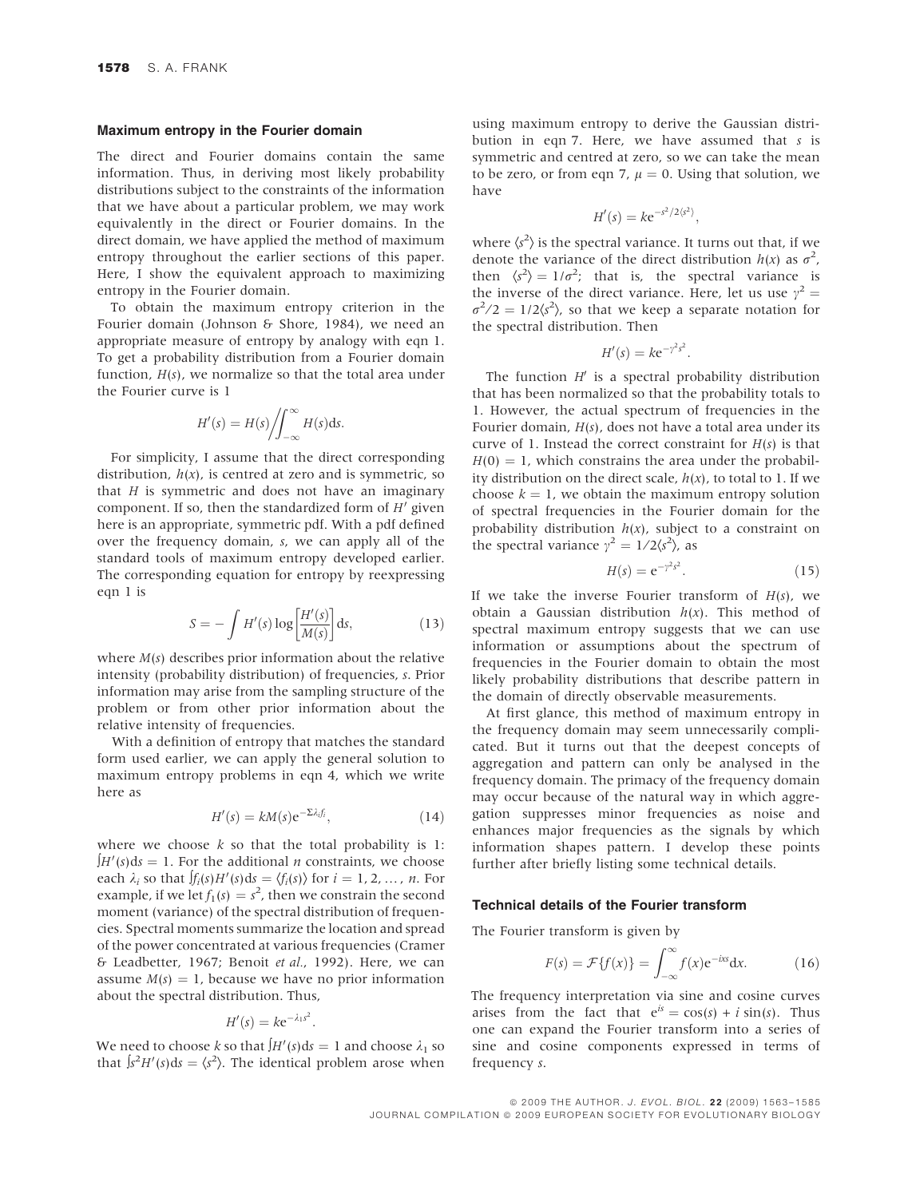### Maximum entropy in the Fourier domain

The direct and Fourier domains contain the same information. Thus, in deriving most likely probability distributions subject to the constraints of the information that we have about a particular problem, we may work equivalently in the direct or Fourier domains. In the direct domain, we have applied the method of maximum entropy throughout the earlier sections of this paper. Here, I show the equivalent approach to maximizing entropy in the Fourier domain.

To obtain the maximum entropy criterion in the Fourier domain (Johnson & Shore, 1984), we need an appropriate measure of entropy by analogy with eqn 1. To get a probability distribution from a Fourier domain function, $H(s)$, we normalize so that the total area under the Fourier curve is 1

$$H'(s) = H(s) \Big/ \int_{-\infty}^{\infty} H(s)\mathrm{d}s.$$

For simplicity, I assume that the direct corresponding distribution, $h(x)$, is centred at zero and is symmetric, so that $H$ is symmetric and does not have an imaginary component. If so, then the standardized form of $H'$ given here is an appropriate, symmetric pdf. With a pdf defined over the frequency domain, $s$, we can apply all of the standard tools of maximum entropy developed earlier. The corresponding equation for entropy by reexpressing eqn 1 is

$$S = -\int H'(s)\log\left[\frac{H'(s)}{M(s)}\right]\mathrm{d}s, \tag{13}$$

where $M(s)$ describes prior information about the relative intensity (probability distribution) of frequencies, $s$. Prior information may arise from the sampling structure of the problem or from other prior information about the relative intensity of frequencies.

With a definition of entropy that matches the standard form used earlier, we can apply the general solution to maximum entropy problems in eqn 4, which we write here as

$$H'(s) = kM(s)\mathrm{e}^{-\Sigma\lambda_i f_i}, \tag{14}$$

where we choose $k$ so that the total probability is 1: $\int H'(s)\mathrm{d}s = 1$. For the additional $n$ constraints, we choose each $\lambda_i$ so that $\int f_i(s)H'(s)\mathrm{d}s = \langle f_i(s)\rangle$ for $i = 1, 2, \ldots, n$. For example, if we let $f_1(s) = s^2$, then we constrain the second moment (variance) of the spectral distribution of frequencies. Spectral moments summarize the location and spread of the power concentrated at various frequencies (Cramer & Leadbetter, 1967; Benoit *et al.*, 1992). Here, we can assume $M(s) = 1$, because we have no prior information about the spectral distribution. Thus,

$$H'(s) = k\mathrm{e}^{-\lambda_1 s^2}.$$

We need to choose $k$ so that $\int H'(s)\mathrm{d}s = 1$ and choose $\lambda_1$ so that $\int s^2 H'(s)\mathrm{d}s = \langle s^2\rangle$. The identical problem arose when using maximum entropy to derive the Gaussian distribution in eqn 7. Here, we have assumed that $s$ is symmetric and centred at zero, so we can take the mean to be zero, or from eqn 7, $\mu = 0$. Using that solution, we have

$$H'(s) = k\mathrm{e}^{-s^2/2\langle s^2\rangle},$$

where $\langle s^2\rangle$ is the spectral variance. It turns out that, if we denote the variance of the direct distribution $h(x)$ as $\sigma^2$, then $\langle s^2\rangle = 1/\sigma^2$; that is, the spectral variance is the inverse of the direct variance. Here, let us use $\gamma^2 = \sigma^2/2 = 1/2\langle s^2\rangle$, so that we keep a separate notation for the spectral distribution. Then

$$H'(s) = k\mathrm{e}^{-\gamma^2 s^2}.$$

The function $H'$ is a spectral probability distribution that has been normalized so that the probability totals to 1. However, the actual spectrum of frequencies in the Fourier domain, $H(s)$, does not have a total area under its curve of 1. Instead the correct constraint for $H(s)$ is that $H(0) = 1$, which constrains the area under the probability distribution on the direct scale, $h(x)$, to total to 1. If we choose $k = 1$, we obtain the maximum entropy solution of spectral frequencies in the Fourier domain for the probability distribution $h(x)$, subject to a constraint on the spectral variance $\gamma^2 = 1/2\langle s^2\rangle$, as

$$H(s) = \mathrm{e}^{-\gamma^2 s^2}. \tag{15}$$

If we take the inverse Fourier transform of $H(s)$, we obtain a Gaussian distribution $h(x)$. This method of spectral maximum entropy suggests that we can use information or assumptions about the spectrum of frequencies in the Fourier domain to obtain the most likely probability distributions that describe pattern in the domain of directly observable measurements.

At first glance, this method of maximum entropy in the frequency domain may seem unnecessarily complicated. But it turns out that the deepest concepts of aggregation and pattern can only be analysed in the frequency domain. The primacy of the frequency domain may occur because of the natural way in which aggregation suppresses minor frequencies as noise and enhances major frequencies as the signals by which information shapes pattern. I develop these points further after briefly listing some technical details.

### Technical details of the Fourier transform

The Fourier transform is given by

$$F(s) = \mathcal{F}\{f(x)\} = \int_{-\infty}^{\infty} f(x)\mathrm{e}^{-ixs}\mathrm{d}x. \tag{16}$$

The frequency interpretation via sine and cosine curves arises from the fact that $\mathrm{e}^{is} = \cos(s) + i\sin(s)$. Thus one can expand the Fourier transform into a series of sine and cosine components expressed in terms of frequency $s$.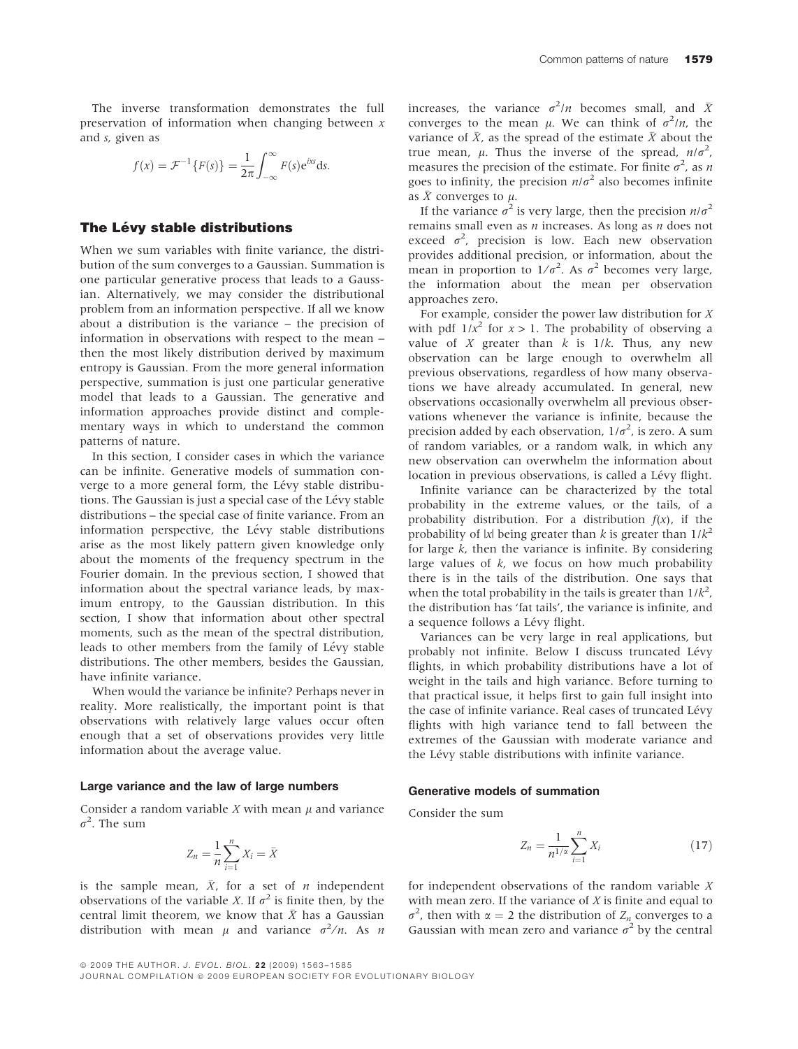The inverse transformation demonstrates the full preservation of information when changing between $x$ and $s$, given as

$$f(x) = \mathcal{F}^{-1}\{F(s)\} = \frac{1}{2\pi}\int_{-\infty}^{\infty} F(s)e^{ixs}ds.$$

## The Lévy stable distributions

When we sum variables with finite variance, the distribution of the sum converges to a Gaussian. Summation is one particular generative process that leads to a Gaussian. Alternatively, we may consider the distributional problem from an information perspective. If all we know about a distribution is the variance – the precision of information in observations with respect to the mean – then the most likely distribution derived by maximum entropy is Gaussian. From the more general information perspective, summation is just one particular generative model that leads to a Gaussian. The generative and information approaches provide distinct and complementary ways in which to understand the common patterns of nature.

In this section, I consider cases in which the variance can be infinite. Generative models of summation converge to a more general form, the Lévy stable distributions. The Gaussian is just a special case of the Lévy stable distributions – the special case of finite variance. From an information perspective, the Lévy stable distributions arise as the most likely pattern given knowledge only about the moments of the frequency spectrum in the Fourier domain. In the previous section, I showed that information about the spectral variance leads, by maximum entropy, to the Gaussian distribution. In this section, I show that information about other spectral moments, such as the mean of the spectral distribution, leads to other members from the family of Lévy stable distributions. The other members, besides the Gaussian, have infinite variance.

When would the variance be infinite? Perhaps never in reality. More realistically, the important point is that observations with relatively large values occur often enough that a set of observations provides very little information about the average value.

### Large variance and the law of large numbers

Consider a random variable $X$ with mean $\mu$ and variance $\sigma^2$. The sum

$$Z_n = \frac{1}{n}\sum_{i=1}^{n} X_i = \bar{X}$$

is the sample mean, $\bar{X}$, for a set of $n$ independent observations of the variable $X$. If $\sigma^2$ is finite then, by the central limit theorem, we know that $\bar{X}$ has a Gaussian distribution with mean $\mu$ and variance $\sigma^2/n$. As $n$ increases, the variance $\sigma^2/n$ becomes small, and $\bar{X}$ converges to the mean $\mu$. We can think of $\sigma^2/n$, the variance of $\bar{X}$, as the spread of the estimate $\bar{X}$ about the true mean, $\mu$. Thus the inverse of the spread, $n/\sigma^2$, measures the precision of the estimate. For finite $\sigma^2$, as $n$ goes to infinity, the precision $n/\sigma^2$ also becomes infinite as $\bar{X}$ converges to $\mu$.

If the variance $\sigma^2$ is very large, then the precision $n/\sigma^2$ remains small even as $n$ increases. As long as $n$ does not exceed $\sigma^2$, precision is low. Each new observation provides additional precision, or information, about the mean in proportion to $1/\sigma^2$. As $\sigma^2$ becomes very large, the information about the mean per observation approaches zero.

For example, consider the power law distribution for $X$ with pdf $1/x^2$ for $x > 1$. The probability of observing a value of $X$ greater than $k$ is $1/k$. Thus, any new observation can be large enough to overwhelm all previous observations, regardless of how many observations we have already accumulated. In general, new observations occasionally overwhelm all previous observations whenever the variance is infinite, because the precision added by each observation, $1/\sigma^2$, is zero. A sum of random variables, or a random walk, in which any new observation can overwhelm the information about location in previous observations, is called a Lévy flight.

Infinite variance can be characterized by the total probability in the extreme values, or the tails, of a probability distribution. For a distribution $f(x)$, if the probability of $|x|$ being greater than $k$ is greater than $1/k^2$ for large $k$, then the variance is infinite. By considering large values of $k$, we focus on how much probability there is in the tails of the distribution. One says that when the total probability in the tails is greater than $1/k^2$, the distribution has 'fat tails', the variance is infinite, and a sequence follows a Lévy flight.

Variances can be very large in real applications, but probably not infinite. Below I discuss truncated Lévy flights, in which probability distributions have a lot of weight in the tails and high variance. Before turning to that practical issue, it helps first to gain full insight into the case of infinite variance. Real cases of truncated Lévy flights with high variance tend to fall between the extremes of the Gaussian with moderate variance and the Lévy stable distributions with infinite variance.

### Generative models of summation

Consider the sum

$$Z_n = \frac{1}{n^{1/\alpha}}\sum_{i=1}^{n} X_i \tag{17}$$

for independent observations of the random variable $X$ with mean zero. If the variance of $X$ is finite and equal to $\sigma^2$, then with $\alpha = 2$ the distribution of $Z_n$ converges to a Gaussian with mean zero and variance $\sigma^2$ by the central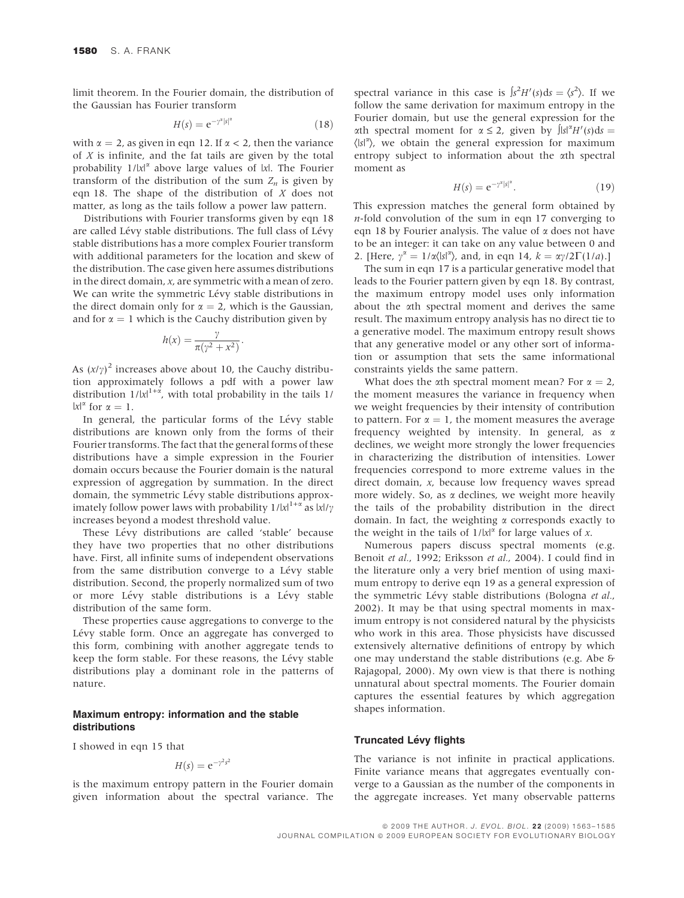limit theorem. In the Fourier domain, the distribution of the Gaussian has Fourier transform

$$H(s) = e^{-\gamma^\alpha |s|^\alpha} \tag{18}$$

with $\alpha = 2$, as given in eqn 12. If $\alpha < 2$, then the variance of $X$ is infinite, and the fat tails are given by the total probability $1/|x|^\alpha$ above large values of $|x|$. The Fourier transform of the distribution of the sum $Z_n$ is given by eqn 18. The shape of the distribution of $X$ does not matter, as long as the tails follow a power law pattern.

Distributions with Fourier transforms given by eqn 18 are called Lévy stable distributions. The full class of Lévy stable distributions has a more complex Fourier transform with additional parameters for the location and skew of the distribution. The case given here assumes distributions in the direct domain, $x$, are symmetric with a mean of zero. We can write the symmetric Lévy stable distributions in the direct domain only for $\alpha = 2$, which is the Gaussian, and for $\alpha = 1$ which is the Cauchy distribution given by

$$h(x) = \frac{\gamma}{\pi(\gamma^2 + x^2)}.$$

As $(x/\gamma)^2$ increases above about 10, the Cauchy distribution approximately follows a pdf with a power law distribution $1/|x|^{1+\alpha}$, with total probability in the tails $1/|x|^\alpha$ for $\alpha = 1$.

In general, the particular forms of the Lévy stable distributions are known only from the forms of their Fourier transforms. The fact that the general forms of these distributions have a simple expression in the Fourier domain occurs because the Fourier domain is the natural expression of aggregation by summation. In the direct domain, the symmetric Lévy stable distributions approximately follow power laws with probability $1/|x|^{1+\alpha}$ as $|x|/\gamma$ increases beyond a modest threshold value.

These Lévy distributions are called 'stable' because they have two properties that no other distributions have. First, all infinite sums of independent observations from the same distribution converge to a Lévy stable distribution. Second, the properly normalized sum of two or more Lévy stable distributions is a Lévy stable distribution of the same form.

These properties cause aggregations to converge to the Lévy stable form. Once an aggregate has converged to this form, combining with another aggregate tends to keep the form stable. For these reasons, the Lévy stable distributions play a dominant role in the patterns of nature.

### Maximum entropy: information and the stable distributions

I showed in eqn 15 that

$$H(s) = e^{-\gamma^2 s^2}$$

is the maximum entropy pattern in the Fourier domain given information about the spectral variance. The spectral variance in this case is $\int s^2 H'(s) ds = \langle s^2 \rangle$. If we follow the same derivation for maximum entropy in the Fourier domain, but use the general expression for the $\alpha$th spectral moment for $\alpha \le 2$, given by $\int |s|^\alpha H'(s) ds = \langle |s|^\alpha \rangle$, we obtain the general expression for maximum entropy subject to information about the $\alpha$th spectral moment as

$$H(s) = e^{-\gamma^\alpha |s|^\alpha}. \tag{19}$$

This expression matches the general form obtained by $n$-fold convolution of the sum in eqn 17 converging to eqn 18 by Fourier analysis. The value of $\alpha$ does not have to be an integer: it can take on any value between 0 and 2. [Here, $\gamma^\alpha = 1/\alpha \langle |s|^\alpha \rangle$, and, in eqn 14, $k = \alpha\gamma/2\Gamma(1/a)$.]

The sum in eqn 17 is a particular generative model that leads to the Fourier pattern given by eqn 18. By contrast, the maximum entropy model uses only information about the $\alpha$th spectral moment and derives the same result. The maximum entropy analysis has no direct tie to a generative model. The maximum entropy result shows that any generative model or any other sort of information or assumption that sets the same informational constraints yields the same pattern.

What does the $\alpha$th spectral moment mean? For $\alpha = 2$, the moment measures the variance in frequency when we weight frequencies by their intensity of contribution to pattern. For $\alpha = 1$, the moment measures the average frequency weighted by intensity. In general, as $\alpha$ declines, we weight more strongly the lower frequencies in characterizing the distribution of intensities. Lower frequencies correspond to more extreme values in the direct domain, $x$, because low frequency waves spread more widely. So, as $\alpha$ declines, we weight more heavily the tails of the probability distribution in the direct domain. In fact, the weighting $\alpha$ corresponds exactly to the weight in the tails of $1/|x|^\alpha$ for large values of $x$.

Numerous papers discuss spectral moments (e.g. Benoit *et al.*, 1992; Eriksson *et al.*, 2004). I could find in the literature only a very brief mention of using maximum entropy to derive eqn 19 as a general expression of the symmetric Lévy stable distributions (Bologna *et al.*, 2002). It may be that using spectral moments in maximum entropy is not considered natural by the physicists who work in this area. Those physicists have discussed extensively alternative definitions of entropy by which one may understand the stable distributions (e.g. Abe & Rajagopal, 2000). My own view is that there is nothing unnatural about spectral moments. The Fourier domain captures the essential features by which aggregation shapes information.

### Truncated Lévy flights

The variance is not infinite in practical applications. Finite variance means that aggregates eventually converge to a Gaussian as the number of the components in the aggregate increases. Yet many observable patterns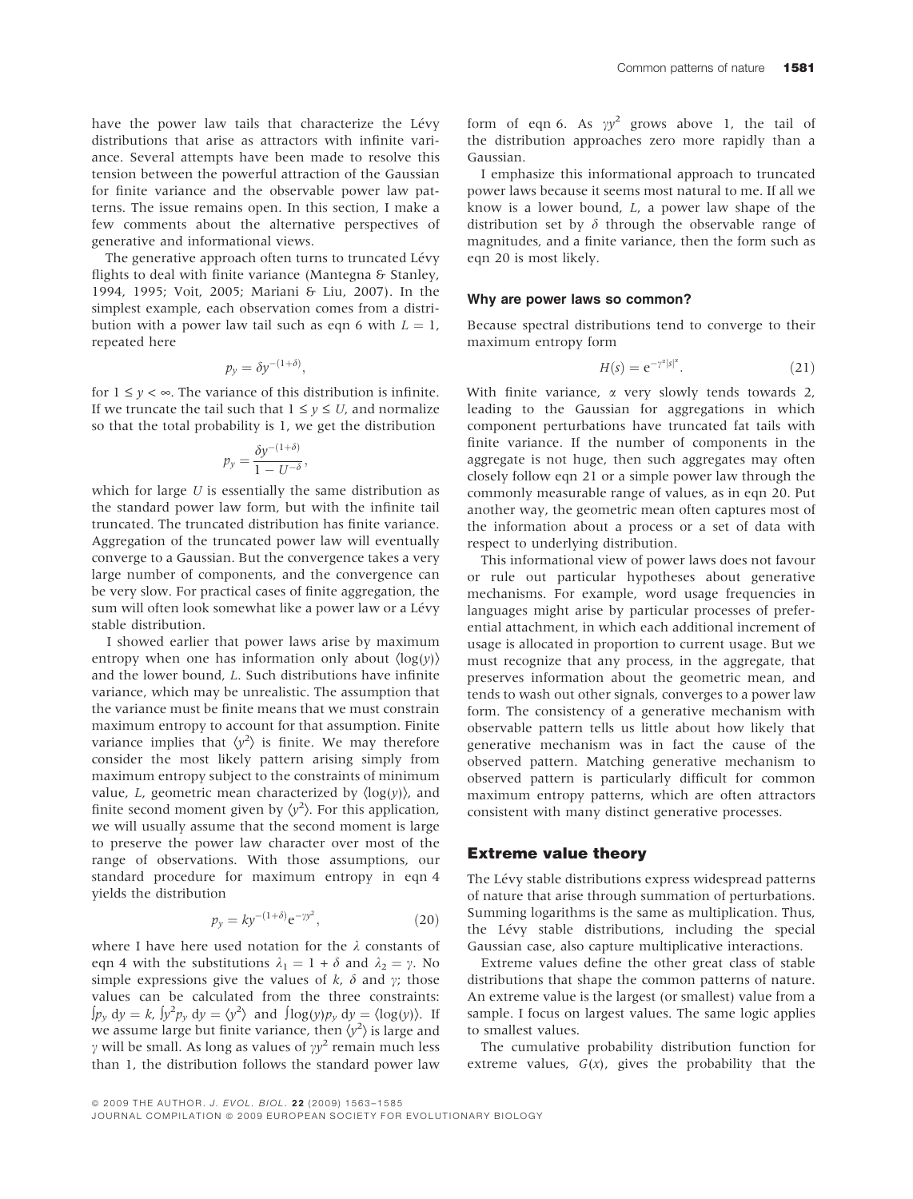have the power law tails that characterize the Lévy distributions that arise as attractors with infinite variance. Several attempts have been made to resolve this tension between the powerful attraction of the Gaussian for finite variance and the observable power law patterns. The issue remains open. In this section, I make a few comments about the alternative perspectives of generative and informational views.

The generative approach often turns to truncated Lévy flights to deal with finite variance (Mantegna & Stanley, 1994, 1995; Voit, 2005; Mariani & Liu, 2007). In the simplest example, each observation comes from a distribution with a power law tail such as eqn 6 with $L = 1$, repeated here

$$p_y = \delta y^{-(1+\delta)},$$

for $1 \leq y < \infty$. The variance of this distribution is infinite. If we truncate the tail such that $1 \leq y \leq U$, and normalize so that the total probability is 1, we get the distribution

$$p_y = \frac{\delta y^{-(1+\delta)}}{1 - U^{-\delta}},$$

which for large $U$ is essentially the same distribution as the standard power law form, but with the infinite tail truncated. The truncated distribution has finite variance. Aggregation of the truncated power law will eventually converge to a Gaussian. But the convergence takes a very large number of components, and the convergence can be very slow. For practical cases of finite aggregation, the sum will often look somewhat like a power law or a Lévy stable distribution.

I showed earlier that power laws arise by maximum entropy when one has information only about $\langle \log(y) \rangle$ and the lower bound, $L$. Such distributions have infinite variance, which may be unrealistic. The assumption that the variance must be finite means that we must constrain maximum entropy to account for that assumption. Finite variance implies that $\langle y^2 \rangle$ is finite. We may therefore consider the most likely pattern arising simply from maximum entropy subject to the constraints of minimum value, $L$, geometric mean characterized by $\langle \log(y) \rangle$, and finite second moment given by $\langle y^2 \rangle$. For this application, we will usually assume that the second moment is large to preserve the power law character over most of the range of observations. With those assumptions, our standard procedure for maximum entropy in eqn 4 yields the distribution

$$p_y = k y^{-(1+\delta)} \mathrm{e}^{-\gamma y^2}, \tag{20}$$

where I have here used notation for the $\lambda$ constants of eqn 4 with the substitutions $\lambda_1 = 1 + \delta$ and $\lambda_2 = \gamma$. No simple expressions give the values of $k$, $\delta$ and $\gamma$; those values can be calculated from the three constraints: $\int p_y \, \mathrm{d}y = k$, $\int y^2 p_y \, \mathrm{d}y = \langle y^2 \rangle$ and $\int \log(y) p_y \, \mathrm{d}y = \langle \log(y) \rangle$. If we assume large but finite variance, then $\langle y^2 \rangle$ is large and $\gamma$ will be small. As long as values of $\gamma y^2$ remain much less than 1, the distribution follows the standard power law form of eqn 6. As $\gamma y^2$ grows above 1, the tail of the distribution approaches zero more rapidly than a Gaussian.

I emphasize this informational approach to truncated power laws because it seems most natural to me. If all we know is a lower bound, $L$, a power law shape of the distribution set by $\delta$ through the observable range of magnitudes, and a finite variance, then the form such as eqn 20 is most likely.

### Why are power laws so common?

Because spectral distributions tend to converge to their maximum entropy form

$$H(s) = \mathrm{e}^{-\gamma^{\alpha} |s|^{\alpha}}. \tag{21}$$

With finite variance, $\alpha$ very slowly tends towards 2, leading to the Gaussian for aggregations in which component perturbations have truncated fat tails with finite variance. If the number of components in the aggregate is not huge, then such aggregates may often closely follow eqn 21 or a simple power law through the commonly measurable range of values, as in eqn 20. Put another way, the geometric mean often captures most of the information about a process or a set of data with respect to underlying distribution.

This informational view of power laws does not favour or rule out particular hypotheses about generative mechanisms. For example, word usage frequencies in languages might arise by particular processes of preferential attachment, in which each additional increment of usage is allocated in proportion to current usage. But we must recognize that any process, in the aggregate, that preserves information about the geometric mean, and tends to wash out other signals, converges to a power law form. The consistency of a generative mechanism with observable pattern tells us little about how likely that generative mechanism was in fact the cause of the observed pattern. Matching generative mechanism to observed pattern is particularly difficult for common maximum entropy patterns, which are often attractors consistent with many distinct generative processes.

## Extreme value theory

The Lévy stable distributions express widespread patterns of nature that arise through summation of perturbations. Summing logarithms is the same as multiplication. Thus, the Lévy stable distributions, including the special Gaussian case, also capture multiplicative interactions.

Extreme values define the other great class of stable distributions that shape the common patterns of nature. An extreme value is the largest (or smallest) value from a sample. I focus on largest values. The same logic applies to smallest values.

The cumulative probability distribution function for extreme values, $G(x)$, gives the probability that the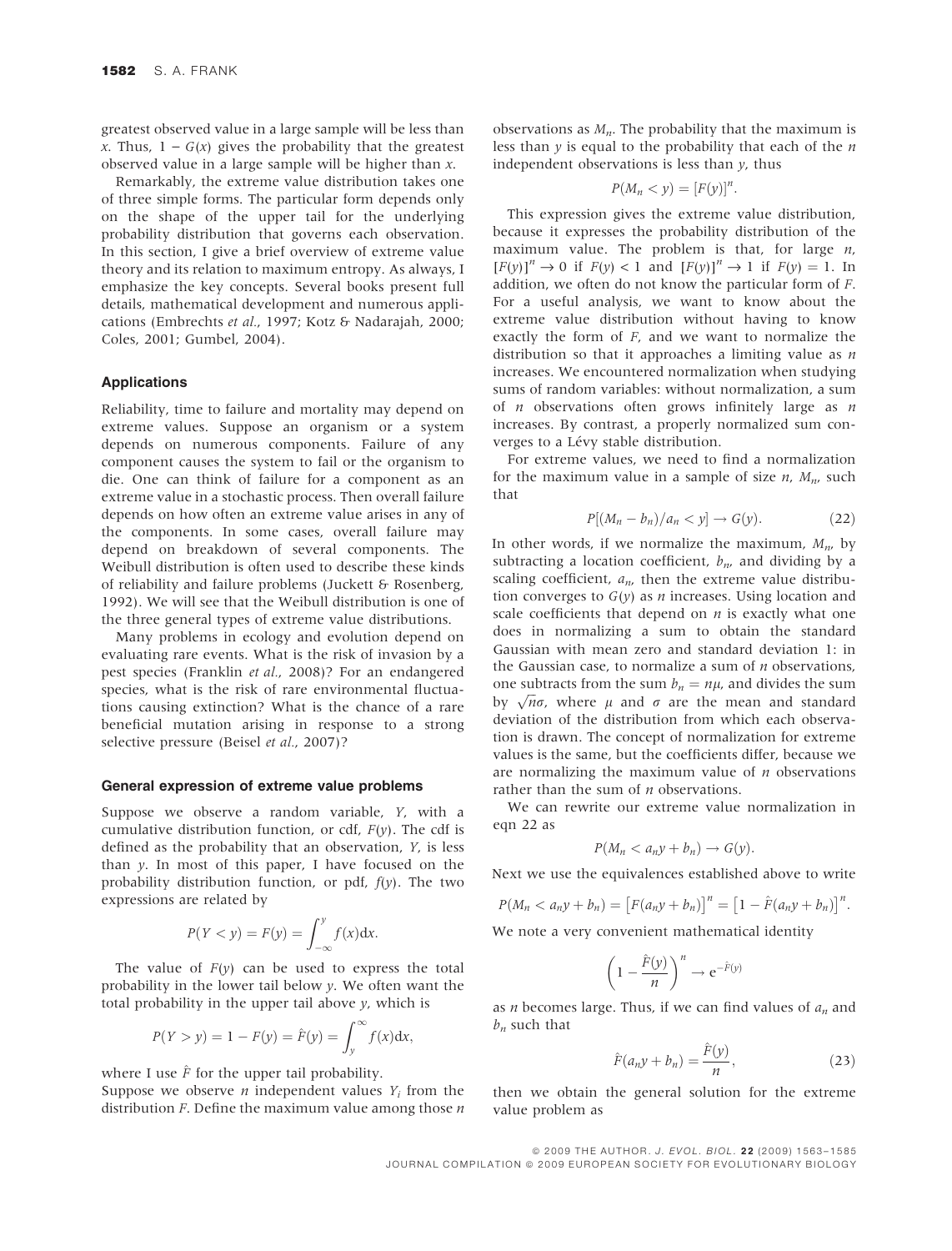greatest observed value in a large sample will be less than $x$. Thus, $1 - G(x)$ gives the probability that the greatest observed value in a large sample will be higher than $x$.

Remarkably, the extreme value distribution takes one of three simple forms. The particular form depends only on the shape of the upper tail for the underlying probability distribution that governs each observation. In this section, I give a brief overview of extreme value theory and its relation to maximum entropy. As always, I emphasize the key concepts. Several books present full details, mathematical development and numerous applications (Embrechts *et al.*, 1997; Kotz & Nadarajah, 2000; Coles, 2001; Gumbel, 2004).

### Applications

Reliability, time to failure and mortality may depend on extreme values. Suppose an organism or a system depends on numerous components. Failure of any component causes the system to fail or the organism to die. One can think of failure for a component as an extreme value in a stochastic process. Then overall failure depends on how often an extreme value arises in any of the components. In some cases, overall failure may depend on breakdown of several components. The Weibull distribution is often used to describe these kinds of reliability and failure problems (Juckett & Rosenberg, 1992). We will see that the Weibull distribution is one of the three general types of extreme value distributions.

Many problems in ecology and evolution depend on evaluating rare events. What is the risk of invasion by a pest species (Franklin *et al.*, 2008)? For an endangered species, what is the risk of rare environmental fluctuations causing extinction? What is the chance of a rare beneficial mutation arising in response to a strong selective pressure (Beisel *et al.*, 2007)?

### General expression of extreme value problems

Suppose we observe a random variable, $Y$, with a cumulative distribution function, or cdf, $F(y)$. The cdf is defined as the probability that an observation, $Y$, is less than $y$. In most of this paper, I have focused on the probability distribution function, or pdf, $f(y)$. The two expressions are related by

$$P(Y < y) = F(y) = \int_{-\infty}^{y} f(x)\mathrm{d}x.$$

The value of $F(y)$ can be used to express the total probability in the lower tail below $y$. We often want the total probability in the upper tail above $y$, which is

$$P(Y > y) = 1 - F(y) = \hat{F}(y) = \int_{y}^{\infty} f(x)\mathrm{d}x,$$

where I use $\hat{F}$ for the upper tail probability.

Suppose we observe $n$ independent values $Y_i$ from the distribution $F$. Define the maximum value among those $n$ observations as $M_n$. The probability that the maximum is less than $y$ is equal to the probability that each of the $n$ independent observations is less than $y$, thus

$$P(M_n < y) = [F(y)]^n.$$

This expression gives the extreme value distribution, because it expresses the probability distribution of the maximum value. The problem is that, for large $n$, $[F(y)]^n \to 0$ if $F(y) < 1$ and $[F(y)]^n \to 1$ if $F(y) = 1$. In addition, we often do not know the particular form of $F$. For a useful analysis, we want to know about the extreme value distribution without having to know exactly the form of $F$, and we want to normalize the distribution so that it approaches a limiting value as $n$ increases. We encountered normalization when studying sums of random variables: without normalization, a sum of $n$ observations often grows infinitely large as $n$ increases. By contrast, a properly normalized sum converges to a Lévy stable distribution.

For extreme values, we need to find a normalization for the maximum value in a sample of size $n$, $M_n$, such that

$$P[(M_n - b_n)/a_n < y] \to G(y). \tag{22}$$

In other words, if we normalize the maximum, $M_n$, by subtracting a location coefficient, $b_n$, and dividing by a scaling coefficient, $a_n$, then the extreme value distribution converges to $G(y)$ as $n$ increases. Using location and scale coefficients that depend on $n$ is exactly what one does in normalizing a sum to obtain the standard Gaussian with mean zero and standard deviation 1: in the Gaussian case, to normalize a sum of $n$ observations, one subtracts from the sum $b_n = n\mu$, and divides the sum by $\sqrt{n}\sigma$, where $\mu$ and $\sigma$ are the mean and standard deviation of the distribution from which each observation is drawn. The concept of normalization for extreme values is the same, but the coefficients differ, because we are normalizing the maximum value of $n$ observations rather than the sum of $n$ observations.

We can rewrite our extreme value normalization in eqn 22 as

$$P(M_n < a_n y + b_n) \to G(y).$$

Next we use the equivalences established above to write

$$P(M_n < a_n y + b_n) = \left[F(a_n y + b_n)\right]^n = \left[1 - \hat{F}(a_n y + b_n)\right]^n.$$

We note a very convenient mathematical identity

$$\left(1 - \frac{\hat{F}(y)}{n}\right)^n \to \mathrm{e}^{-\hat{F}(y)}$$

as $n$ becomes large. Thus, if we can find values of $a_n$ and $b_n$ such that

$$\hat{F}(a_n y + b_n) = \frac{\hat{F}(y)}{n}, \tag{23}$$

then we obtain the general solution for the extreme value problem as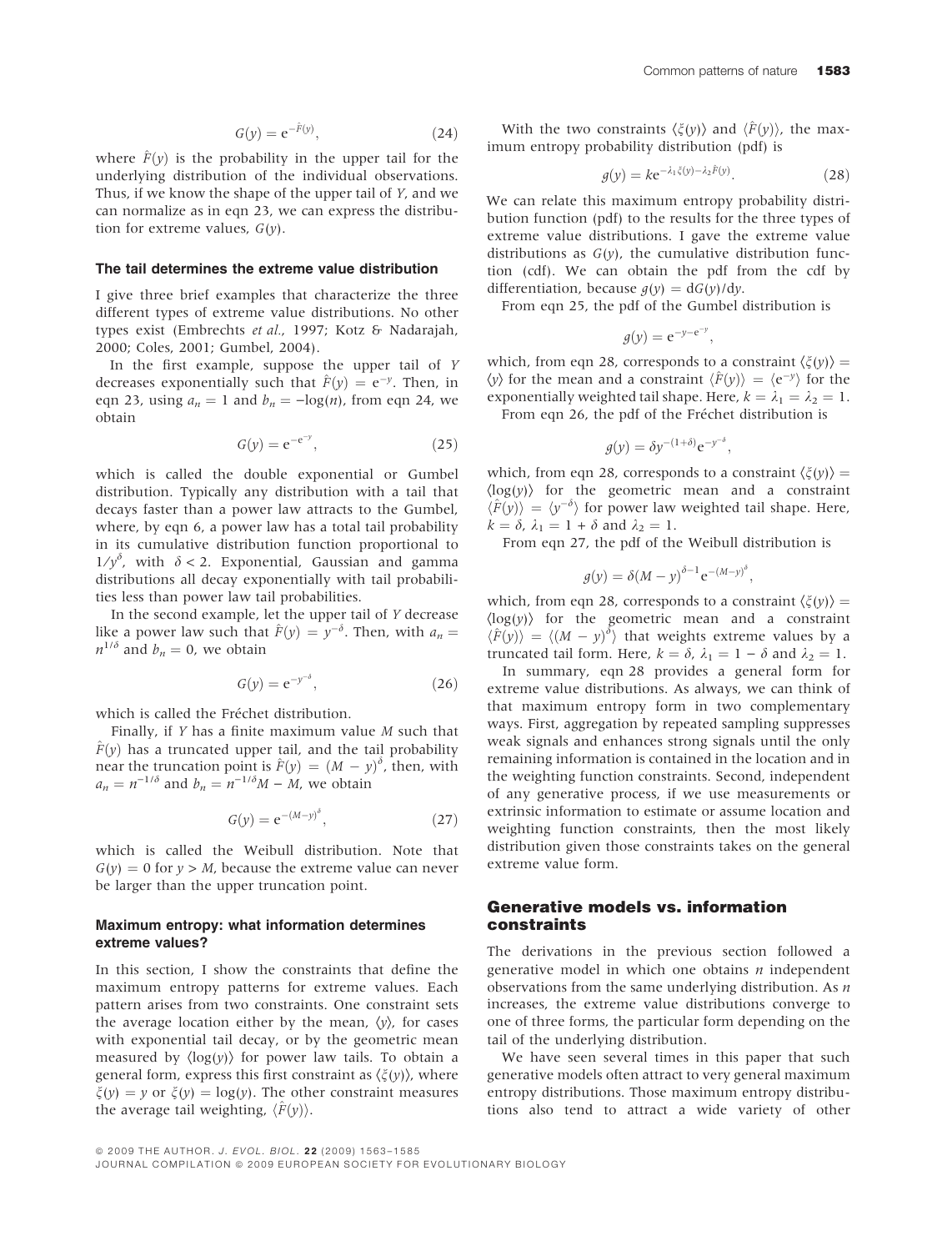$$G(y) = e^{-\hat{F}(y)}, \tag{24}$$

where $\hat{F}(y)$ is the probability in the upper tail for the underlying distribution of the individual observations. Thus, if we know the shape of the upper tail of $Y$, and we can normalize as in eqn 23, we can express the distribution for extreme values, $G(y)$.

### The tail determines the extreme value distribution

I give three brief examples that characterize the three different types of extreme value distributions. No other types exist (Embrechts *et al.*, 1997; Kotz & Nadarajah, 2000; Coles, 2001; Gumbel, 2004).

In the first example, suppose the upper tail of $Y$ decreases exponentially such that $\hat{F}(y) = e^{-y}$. Then, in eqn 23, using $a_n = 1$ and $b_n = -\log(n)$, from eqn 24, we obtain

$$G(y) = e^{-e^{-y}}, \tag{25}$$

which is called the double exponential or Gumbel distribution. Typically any distribution with a tail that decays faster than a power law attracts to the Gumbel, where, by eqn 6, a power law has a total tail probability in its cumulative distribution function proportional to $1/y^{\delta}$, with $\delta < 2$. Exponential, Gaussian and gamma distributions all decay exponentially with tail probabilities less than power law tail probabilities.

In the second example, let the upper tail of $Y$ decrease like a power law such that $\hat{F}(y) = y^{-\delta}$. Then, with $a_n = n^{1/\delta}$ and $b_n = 0$, we obtain

$$G(y) = e^{-y^{-\delta}}, \tag{26}$$

which is called the Fréchet distribution.

Finally, if $Y$ has a finite maximum value $M$ such that $\hat{F}(y)$ has a truncated upper tail, and the tail probability near the truncation point is $\hat{F}(y) = (M - y)^{\delta}$, then, with $a_n = n^{-1/\delta}$ and $b_n = n^{-1/\delta}M - M$, we obtain

$$G(y) = e^{-(M-y)^{\delta}}, \tag{27}$$

which is called the Weibull distribution. Note that $G(y) = 0$ for $y > M$, because the extreme value can never be larger than the upper truncation point.

### Maximum entropy: what information determines extreme values?

In this section, I show the constraints that define the maximum entropy patterns for extreme values. Each pattern arises from two constraints. One constraint sets the average location either by the mean, $\langle y \rangle$, for cases with exponential tail decay, or by the geometric mean measured by $\langle \log(y) \rangle$ for power law tails. To obtain a general form, express this first constraint as $\langle \xi(y) \rangle$, where $\xi(y) = y$ or $\xi(y) = \log(y)$. The other constraint measures the average tail weighting, $\langle \hat{F}(y) \rangle$.

With the two constraints $\langle \xi(y) \rangle$ and $\langle \hat{F}(y) \rangle$, the maximum entropy probability distribution (pdf) is

$$g(y) = k e^{-\lambda_1 \xi(y) - \lambda_2 \hat{F}(y)}. \tag{28}$$

We can relate this maximum entropy probability distribution function (pdf) to the results for the three types of extreme value distributions. I gave the extreme value distributions as $G(y)$, the cumulative distribution function (cdf). We can obtain the pdf from the cdf by differentiation, because $g(y) = \mathrm{d}G(y)/\mathrm{d}y$.

From eqn 25, the pdf of the Gumbel distribution is

$$g(y) = e^{-y - e^{-y}},$$

which, from eqn 28, corresponds to a constraint $\langle \xi(y) \rangle = \langle y \rangle$ for the mean and a constraint $\langle \hat{F}(y) \rangle = \langle e^{-y} \rangle$ for the exponentially weighted tail shape. Here, $k = \lambda_1 = \lambda_2 = 1$.

From eqn 26, the pdf of the Fréchet distribution is

$$g(y) = \delta y^{-(1+\delta)} e^{-y^{-\delta}},$$

which, from eqn 28, corresponds to a constraint $\langle \xi(y) \rangle = \langle \log(y) \rangle$ for the geometric mean and a constraint $\langle \hat{F}(y) \rangle = \langle y^{-\delta} \rangle$ for power law weighted tail shape. Here, $k = \delta$, $\lambda_1 = 1 + \delta$ and $\lambda_2 = 1$.

From eqn 27, the pdf of the Weibull distribution is

$$g(y) = \delta (M - y)^{\delta - 1} e^{-(M-y)^{\delta}},$$

which, from eqn 28, corresponds to a constraint $\langle \xi(y) \rangle = \langle \log(y) \rangle$ for the geometric mean and a constraint $\langle \hat{F}(y) \rangle = \langle (M - y)^{\delta} \rangle$ that weights extreme values by a truncated tail form. Here, $k = \delta$, $\lambda_1 = 1 - \delta$ and $\lambda_2 = 1$.

In summary, eqn 28 provides a general form for extreme value distributions. As always, we can think of that maximum entropy form in two complementary ways. First, aggregation by repeated sampling suppresses weak signals and enhances strong signals until the only remaining information is contained in the location and in the weighting function constraints. Second, independent of any generative process, if we use measurements or extrinsic information to estimate or assume location and weighting function constraints, then the most likely distribution given those constraints takes on the general extreme value form.

## Generative models vs. information constraints

The derivations in the previous section followed a generative model in which one obtains $n$ independent observations from the same underlying distribution. As $n$ increases, the extreme value distributions converge to one of three forms, the particular form depending on the tail of the underlying distribution.

We have seen several times in this paper that such generative models often attract to very general maximum entropy distributions. Those maximum entropy distributions also tend to attract a wide variety of other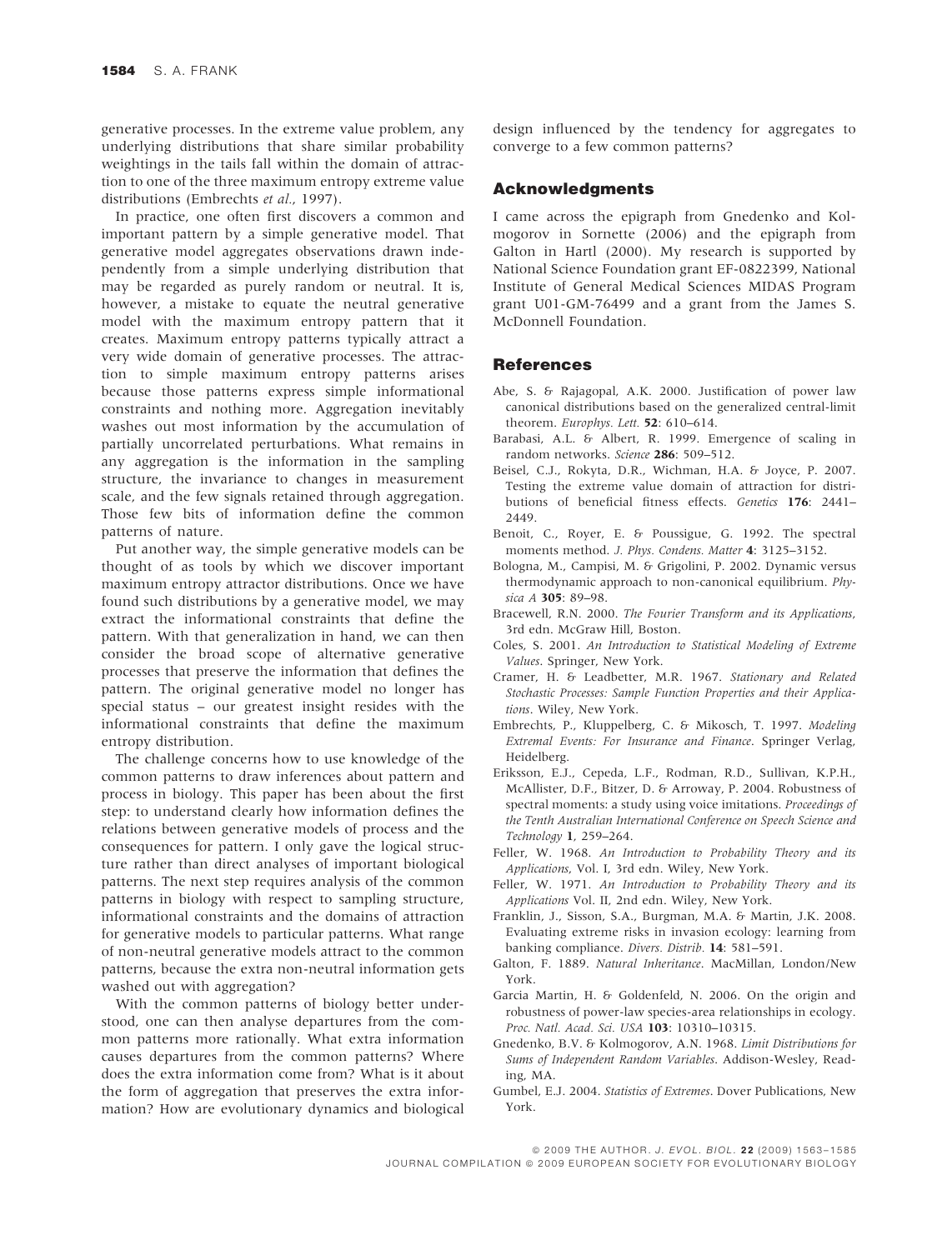generative processes. In the extreme value problem, any underlying distributions that share similar probability weightings in the tails fall within the domain of attraction to one of the three maximum entropy extreme value distributions (Embrechts *et al.*, 1997).

In practice, one often first discovers a common and important pattern by a simple generative model. That generative model aggregates observations drawn independently from a simple underlying distribution that may be regarded as purely random or neutral. It is, however, a mistake to equate the neutral generative model with the maximum entropy pattern that it creates. Maximum entropy patterns typically attract a very wide domain of generative processes. The attraction to simple maximum entropy patterns arises because those patterns express simple informational constraints and nothing more. Aggregation inevitably washes out most information by the accumulation of partially uncorrelated perturbations. What remains in any aggregation is the information in the sampling structure, the invariance to changes in measurement scale, and the few signals retained through aggregation. Those few bits of information define the common patterns of nature.

Put another way, the simple generative models can be thought of as tools by which we discover important maximum entropy attractor distributions. Once we have found such distributions by a generative model, we may extract the informational constraints that define the pattern. With that generalization in hand, we can then consider the broad scope of alternative generative processes that preserve the information that defines the pattern. The original generative model no longer has special status – our greatest insight resides with the informational constraints that define the maximum entropy distribution.

The challenge concerns how to use knowledge of the common patterns to draw inferences about pattern and process in biology. This paper has been about the first step: to understand clearly how information defines the relations between generative models of process and the consequences for pattern. I only gave the logical structure rather than direct analyses of important biological patterns. The next step requires analysis of the common patterns in biology with respect to sampling structure, informational constraints and the domains of attraction for generative models to particular patterns. What range of non-neutral generative models attract to the common patterns, because the extra non-neutral information gets washed out with aggregation?

With the common patterns of biology better understood, one can then analyse departures from the common patterns more rationally. What extra information causes departures from the common patterns? Where does the extra information come from? What is it about the form of aggregation that preserves the extra information? How are evolutionary dynamics and biological design influenced by the tendency for aggregates to converge to a few common patterns?

## Acknowledgments

I came across the epigraph from Gnedenko and Kolmogorov in Sornette (2006) and the epigraph from Galton in Hartl (2000). My research is supported by National Science Foundation grant EF-0822399, National Institute of General Medical Sciences MIDAS Program grant U01-GM-76499 and a grant from the James S. McDonnell Foundation.

## References

Abe, S. & Rajagopal, A.K. 2000. Justification of power law canonical distributions based on the generalized central-limit theorem. *Europhys. Lett.* **52**: 610–614.

Barabasi, A.L. & Albert, R. 1999. Emergence of scaling in random networks. *Science* **286**: 509–512.

Beisel, C.J., Rokyta, D.R., Wichman, H.A. & Joyce, P. 2007. Testing the extreme value domain of attraction for distributions of beneficial fitness effects. *Genetics* **176**: 2441–2449.

Benoit, C., Royer, E. & Poussigue, G. 1992. The spectral moments method. *J. Phys. Condens. Matter* **4**: 3125–3152.

Bologna, M., Campisi, M. & Grigolini, P. 2002. Dynamic versus thermodynamic approach to non-canonical equilibrium. *Physica A* **305**: 89–98.

Bracewell, R.N. 2000. *The Fourier Transform and its Applications*, 3rd edn. McGraw Hill, Boston.

Coles, S. 2001. *An Introduction to Statistical Modeling of Extreme Values*. Springer, New York.

Cramer, H. & Leadbetter, M.R. 1967. *Stationary and Related Stochastic Processes: Sample Function Properties and their Applications*. Wiley, New York.

Embrechts, P., Kluppelberg, C. & Mikosch, T. 1997. *Modeling Extremal Events: For Insurance and Finance*. Springer Verlag, Heidelberg.

Eriksson, E.J., Cepeda, L.F., Rodman, R.D., Sullivan, K.P.H., McAllister, D.F., Bitzer, D. & Arroway, P. 2004. Robustness of spectral moments: a study using voice imitations. *Proceedings of the Tenth Australian International Conference on Speech Science and Technology* **1**, 259–264.

Feller, W. 1968. *An Introduction to Probability Theory and its Applications*, Vol. I, 3rd edn. Wiley, New York.

Feller, W. 1971. *An Introduction to Probability Theory and its Applications* Vol. II, 2nd edn. Wiley, New York.

Franklin, J., Sisson, S.A., Burgman, M.A. & Martin, J.K. 2008. Evaluating extreme risks in invasion ecology: learning from banking compliance. *Divers. Distrib.* **14**: 581–591.

Galton, F. 1889. *Natural Inheritance*. MacMillan, London/New York.

Garcia Martin, H. & Goldenfeld, N. 2006. On the origin and robustness of power-law species-area relationships in ecology. *Proc. Natl. Acad. Sci. USA* **103**: 10310–10315.

Gnedenko, B.V. & Kolmogorov, A.N. 1968. *Limit Distributions for Sums of Independent Random Variables*. Addison-Wesley, Reading, MA.

Gumbel, E.J. 2004. *Statistics of Extremes*. Dover Publications, New York.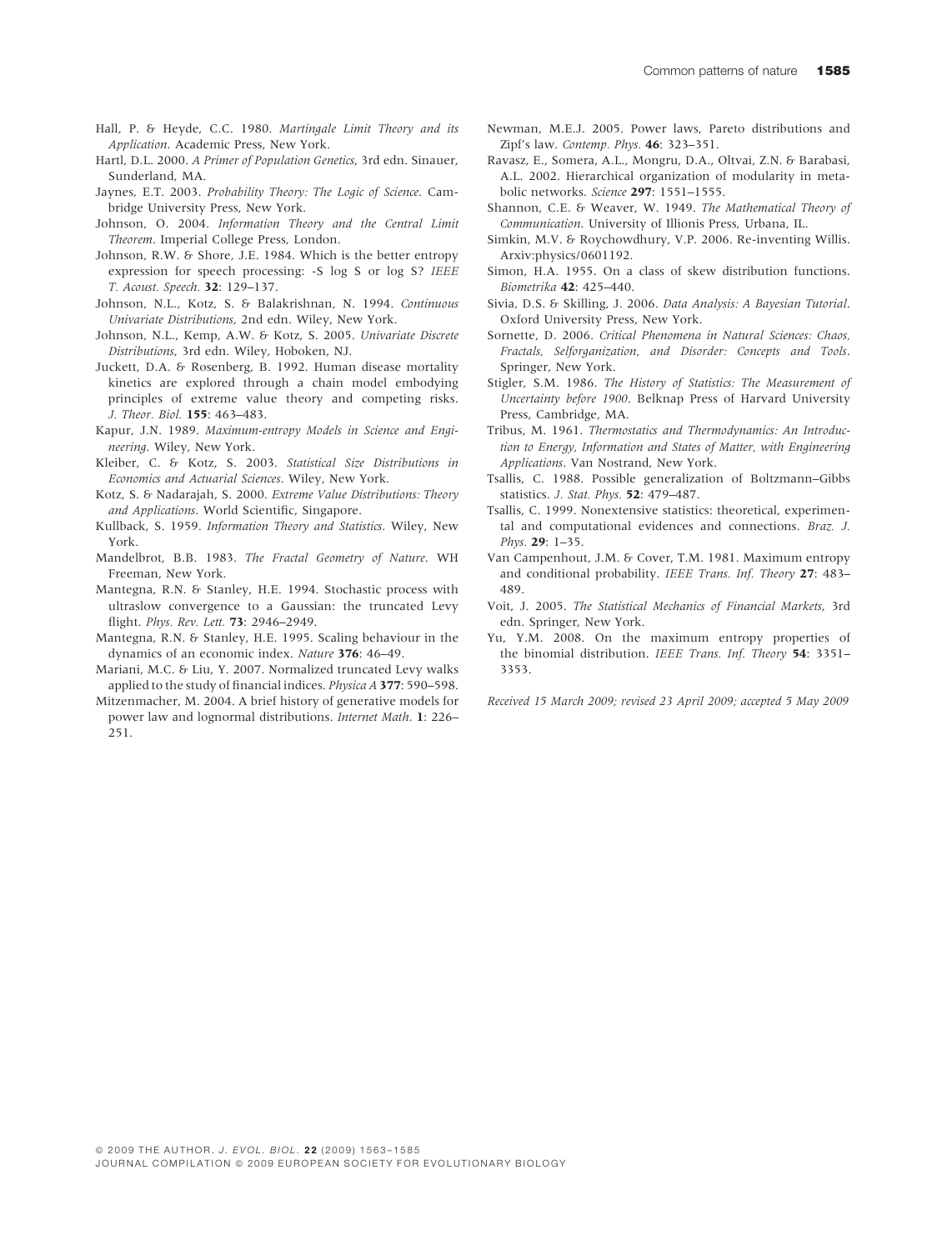Hall, P. & Heyde, C.C. 1980. *Martingale Limit Theory and its Application*. Academic Press, New York.

Hartl, D.L. 2000. *A Primer of Population Genetics*, 3rd edn. Sinauer, Sunderland, MA.

Jaynes, E.T. 2003. *Probability Theory: The Logic of Science*. Cambridge University Press, New York.

Johnson, O. 2004. *Information Theory and the Central Limit Theorem*. Imperial College Press, London.

Johnson, R.W. & Shore, J.E. 1984. Which is the better entropy expression for speech processing: -S log S or log S? *IEEE T. Acoust. Speech.* **32**: 129–137.

Johnson, N.L., Kotz, S. & Balakrishnan, N. 1994. *Continuous Univariate Distributions*, 2nd edn. Wiley, New York.

Johnson, N.L., Kemp, A.W. & Kotz, S. 2005. *Univariate Discrete Distributions*, 3rd edn. Wiley, Hoboken, NJ.

Juckett, D.A. & Rosenberg, B. 1992. Human disease mortality kinetics are explored through a chain model embodying principles of extreme value theory and competing risks. *J. Theor. Biol.* **155**: 463–483.

Kapur, J.N. 1989. *Maximum-entropy Models in Science and Engineering*. Wiley, New York.

Kleiber, C. & Kotz, S. 2003. *Statistical Size Distributions in Economics and Actuarial Sciences*. Wiley, New York.

Kotz, S. & Nadarajah, S. 2000. *Extreme Value Distributions: Theory and Applications*. World Scientific, Singapore.

Kullback, S. 1959. *Information Theory and Statistics*. Wiley, New York.

Mandelbrot, B.B. 1983. *The Fractal Geometry of Nature*. WH Freeman, New York.

Mantegna, R.N. & Stanley, H.E. 1994. Stochastic process with ultraslow convergence to a Gaussian: the truncated Levy flight. *Phys. Rev. Lett.* **73**: 2946–2949.

Mantegna, R.N. & Stanley, H.E. 1995. Scaling behaviour in the dynamics of an economic index. *Nature* **376**: 46–49.

Mariani, M.C. & Liu, Y. 2007. Normalized truncated Levy walks applied to the study of financial indices. *Physica A* **377**: 590–598.

Mitzenmacher, M. 2004. A brief history of generative models for power law and lognormal distributions. *Internet Math.* **1**: 226–251.

Newman, M.E.J. 2005. Power laws, Pareto distributions and Zipf's law. *Contemp. Phys.* **46**: 323–351.

Ravasz, E., Somera, A.L., Mongru, D.A., Oltvai, Z.N. & Barabasi, A.L. 2002. Hierarchical organization of modularity in metabolic networks. *Science* **297**: 1551–1555.

Shannon, C.E. & Weaver, W. 1949. *The Mathematical Theory of Communication*. University of Illionis Press, Urbana, IL.

Simkin, M.V. & Roychowdhury, V.P. 2006. Re-inventing Willis. Arxiv:physics/0601192.

Simon, H.A. 1955. On a class of skew distribution functions. *Biometrika* **42**: 425–440.

Sivia, D.S. & Skilling, J. 2006. *Data Analysis: A Bayesian Tutorial*. Oxford University Press, New York.

Sornette, D. 2006. *Critical Phenomena in Natural Sciences: Chaos, Fractals, Selforganization, and Disorder: Concepts and Tools*. Springer, New York.

Stigler, S.M. 1986. *The History of Statistics: The Measurement of Uncertainty before 1900*. Belknap Press of Harvard University Press, Cambridge, MA.

Tribus, M. 1961. *Thermostatics and Thermodynamics: An Introduction to Energy, Information and States of Matter, with Engineering Applications*. Van Nostrand, New York.

Tsallis, C. 1988. Possible generalization of Boltzmann–Gibbs statistics. *J. Stat. Phys.* **52**: 479–487.

Tsallis, C. 1999. Nonextensive statistics: theoretical, experimental and computational evidences and connections. *Braz. J. Phys.* **29**: 1–35.

Van Campenhout, J.M. & Cover, T.M. 1981. Maximum entropy and conditional probability. *IEEE Trans. Inf. Theory* **27**: 483–489.

Voit, J. 2005. *The Statistical Mechanics of Financial Markets*, 3rd edn. Springer, New York.

Yu, Y.M. 2008. On the maximum entropy properties of the binomial distribution. *IEEE Trans. Inf. Theory* **54**: 3351–3353.

*Received 15 March 2009; revised 23 April 2009; accepted 5 May 2009*